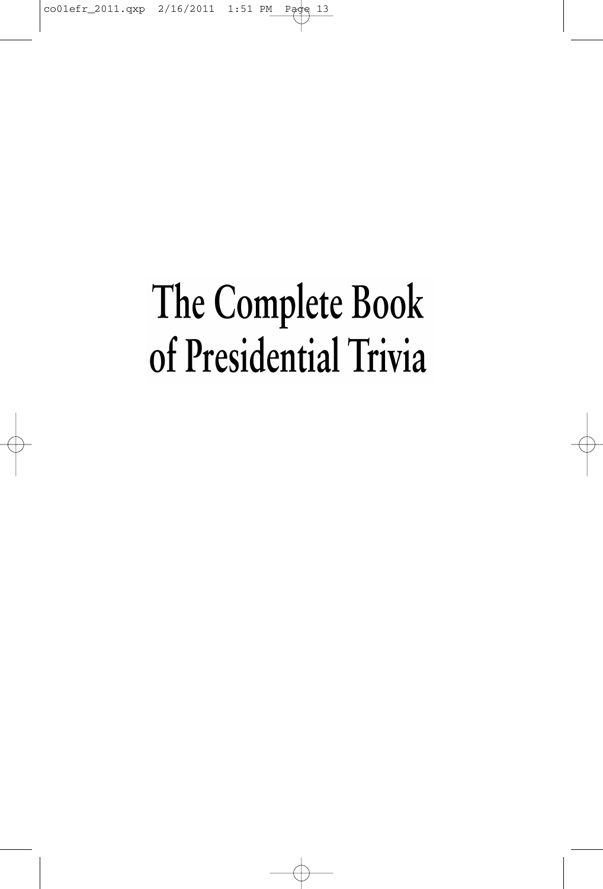# The Complete Book of Presidential Trivia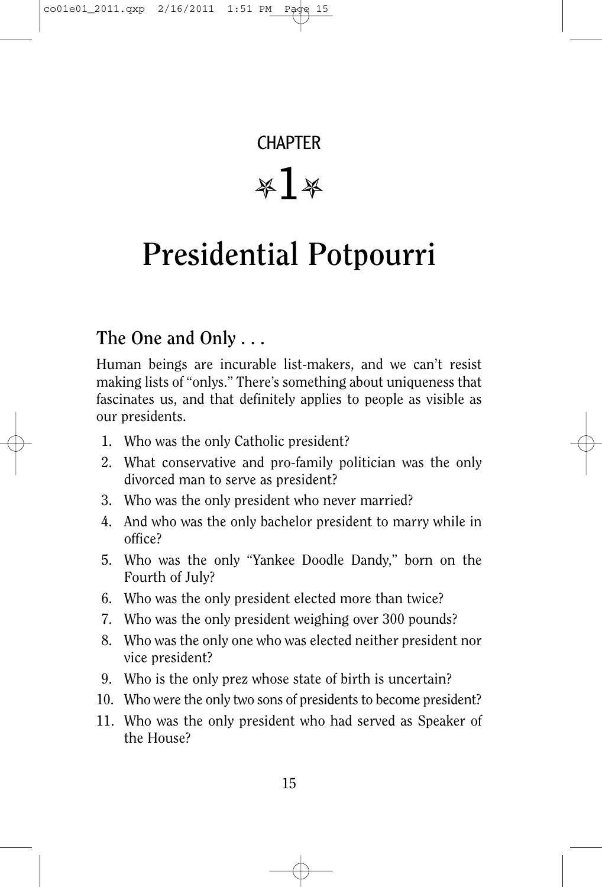# CHAPTER 1

# Presidential Potpourri

## The One and Only . . .

Human beings are incurable list-makers, and we can't resist making lists of "onlys." There's something about uniqueness that fascinates us, and that definitely applies to people as visible as our presidents.

1. Who was the only Catholic president?
2. What conservative and pro-family politician was the only divorced man to serve as president?
3. Who was the only president who never married?
4. And who was the only bachelor president to marry while in office?
5. Who was the only "Yankee Doodle Dandy," born on the Fourth of July?
6. Who was the only president elected more than twice?
7. Who was the only president weighing over 300 pounds?
8. Who was the only one who was elected neither president nor vice president?
9. Who is the only prez whose state of birth is uncertain?
10. Who were the only two sons of presidents to become president?
11. Who was the only president who had served as Speaker of the House?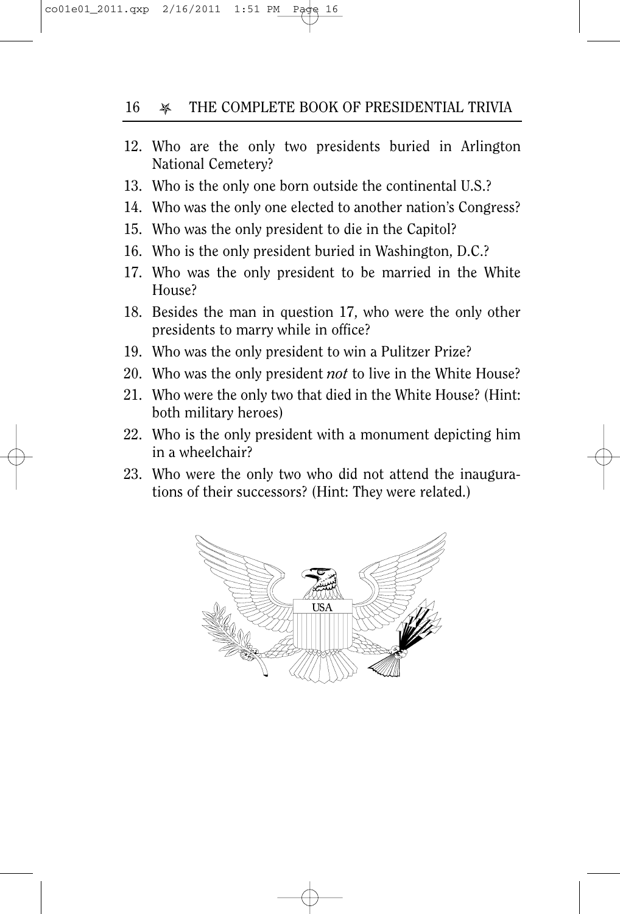12. Who are the only two presidents buried in Arlington National Cemetery?
13. Who is the only one born outside the continental U.S.?
14. Who was the only one elected to another nation's Congress?
15. Who was the only president to die in the Capitol?
16. Who is the only president buried in Washington, D.C.?
17. Who was the only president to be married in the White House?
18. Besides the man in question 17, who were the only other presidents to marry while in office?
19. Who was the only president to win a Pulitzer Prize?
20. Who was the only president *not* to live in the White House?
21. Who were the only two that died in the White House? (Hint: both military heroes)
22. Who is the only president with a monument depicting him in a wheelchair?
23. Who were the only two who did not attend the inaugurations of their successors? (Hint: They were related.)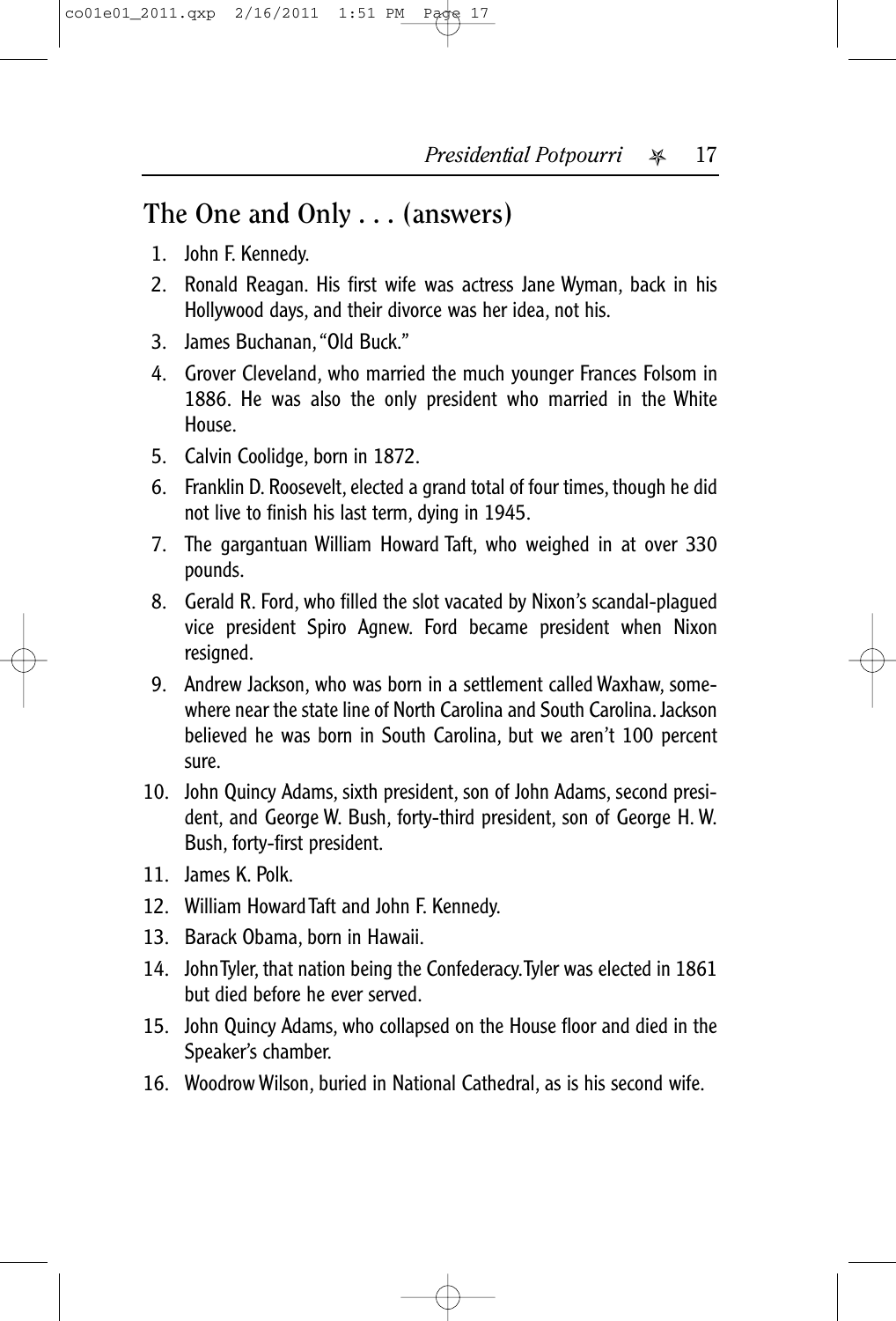## The One and Only . . . (answers)

1. John F. Kennedy.
2. Ronald Reagan. His first wife was actress Jane Wyman, back in his Hollywood days, and their divorce was her idea, not his.
3. James Buchanan, "Old Buck."
4. Grover Cleveland, who married the much younger Frances Folsom in 1886. He was also the only president who married in the White House.
5. Calvin Coolidge, born in 1872.
6. Franklin D. Roosevelt, elected a grand total of four times, though he did not live to finish his last term, dying in 1945.
7. The gargantuan William Howard Taft, who weighed in at over 330 pounds.
8. Gerald R. Ford, who filled the slot vacated by Nixon's scandal-plagued vice president Spiro Agnew. Ford became president when Nixon resigned.
9. Andrew Jackson, who was born in a settlement called Waxhaw, somewhere near the state line of North Carolina and South Carolina. Jackson believed he was born in South Carolina, but we aren't 100 percent sure.
10. John Quincy Adams, sixth president, son of John Adams, second president, and George W. Bush, forty-third president, son of George H. W. Bush, forty-first president.
11. James K. Polk.
12. William Howard Taft and John F. Kennedy.
13. Barack Obama, born in Hawaii.
14. John Tyler, that nation being the Confederacy. Tyler was elected in 1861 but died before he ever served.
15. John Quincy Adams, who collapsed on the House floor and died in the Speaker's chamber.
16. Woodrow Wilson, buried in National Cathedral, as is his second wife.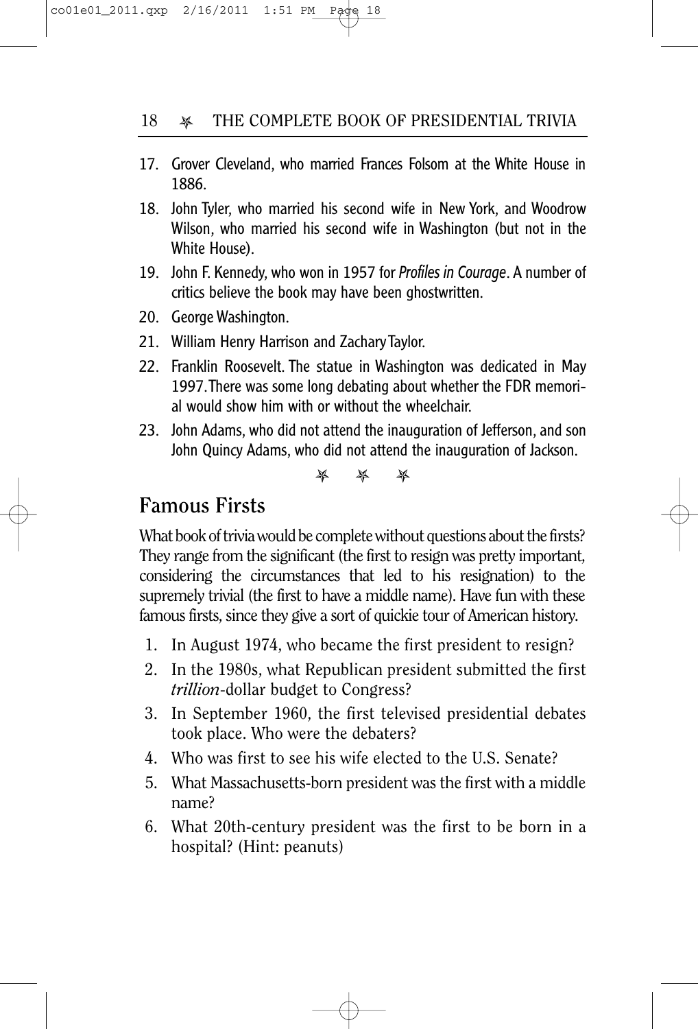17. Grover Cleveland, who married Frances Folsom at the White House in 1886.
18. John Tyler, who married his second wife in New York, and Woodrow Wilson, who married his second wife in Washington (but not in the White House).
19. John F. Kennedy, who won in 1957 for *Profiles in Courage*. A number of critics believe the book may have been ghostwritten.
20. George Washington.
21. William Henry Harrison and Zachary Taylor.
22. Franklin Roosevelt. The statue in Washington was dedicated in May 1997. There was some long debating about whether the FDR memorial would show him with or without the wheelchair.
23. John Adams, who did not attend the inauguration of Jefferson, and son John Quincy Adams, who did not attend the inauguration of Jackson.

## Famous Firsts

What book of trivia would be complete without questions about the firsts? They range from the significant (the first to resign was pretty important, considering the circumstances that led to his resignation) to the supremely trivial (the first to have a middle name). Have fun with these famous firsts, since they give a sort of quickie tour of American history.

1. In August 1974, who became the first president to resign?
2. In the 1980s, what Republican president submitted the first *trillion*-dollar budget to Congress?
3. In September 1960, the first televised presidential debates took place. Who were the debaters?
4. Who was first to see his wife elected to the U.S. Senate?
5. What Massachusetts-born president was the first with a middle name?
6. What 20th-century president was the first to be born in a hospital? (Hint: peanuts)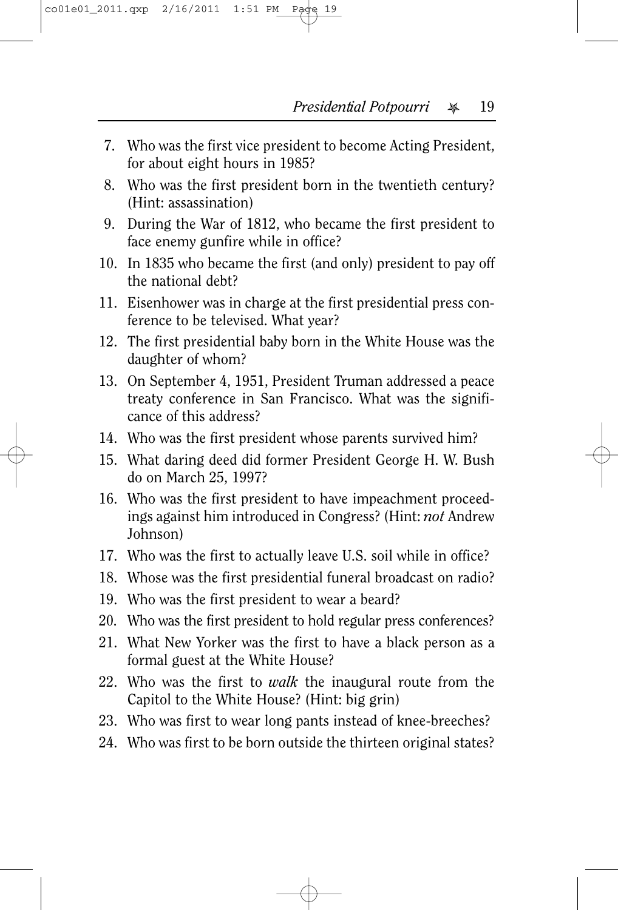7. Who was the first vice president to become Acting President, for about eight hours in 1985?
8. Who was the first president born in the twentieth century? (Hint: assassination)
9. During the War of 1812, who became the first president to face enemy gunfire while in office?
10. In 1835 who became the first (and only) president to pay off the national debt?
11. Eisenhower was in charge at the first presidential press conference to be televised. What year?
12. The first presidential baby born in the White House was the daughter of whom?
13. On September 4, 1951, President Truman addressed a peace treaty conference in San Francisco. What was the significance of this address?
14. Who was the first president whose parents survived him?
15. What daring deed did former President George H. W. Bush do on March 25, 1997?
16. Who was the first president to have impeachment proceedings against him introduced in Congress? (Hint: *not* Andrew Johnson)
17. Who was the first to actually leave U.S. soil while in office?
18. Whose was the first presidential funeral broadcast on radio?
19. Who was the first president to wear a beard?
20. Who was the first president to hold regular press conferences?
21. What New Yorker was the first to have a black person as a formal guest at the White House?
22. Who was the first to *walk* the inaugural route from the Capitol to the White House? (Hint: big grin)
23. Who was first to wear long pants instead of knee-breeches?
24. Who was first to be born outside the thirteen original states?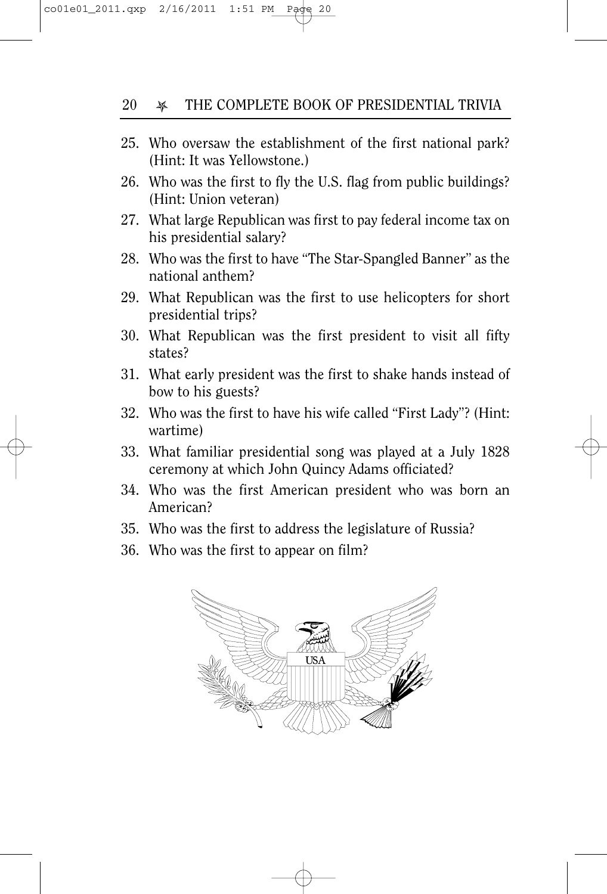25. Who oversaw the establishment of the first national park? (Hint: It was Yellowstone.)
26. Who was the first to fly the U.S. flag from public buildings? (Hint: Union veteran)
27. What large Republican was first to pay federal income tax on his presidential salary?
28. Who was the first to have "The Star-Spangled Banner" as the national anthem?
29. What Republican was the first to use helicopters for short presidential trips?
30. What Republican was the first president to visit all fifty states?
31. What early president was the first to shake hands instead of bow to his guests?
32. Who was the first to have his wife called "First Lady"? (Hint: wartime)
33. What familiar presidential song was played at a July 1828 ceremony at which John Quincy Adams officiated?
34. Who was the first American president who was born an American?
35. Who was the first to address the legislature of Russia?
36. Who was the first to appear on film?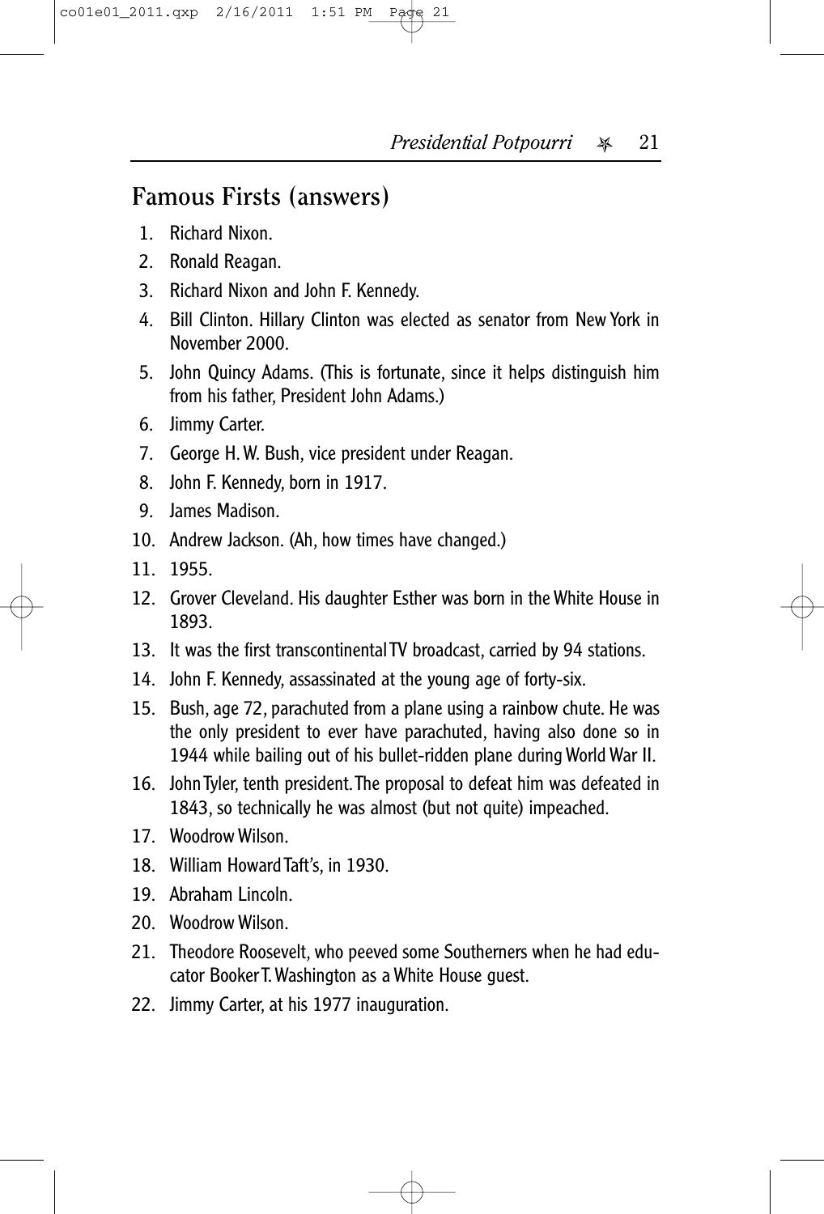## Famous Firsts (answers)

1. Richard Nixon.
2. Ronald Reagan.
3. Richard Nixon and John F. Kennedy.
4. Bill Clinton. Hillary Clinton was elected as senator from New York in November 2000.
5. John Quincy Adams. (This is fortunate, since it helps distinguish him from his father, President John Adams.)
6. Jimmy Carter.
7. George H. W. Bush, vice president under Reagan.
8. John F. Kennedy, born in 1917.
9. James Madison.
10. Andrew Jackson. (Ah, how times have changed.)
11. 1955.
12. Grover Cleveland. His daughter Esther was born in the White House in 1893.
13. It was the first transcontinental TV broadcast, carried by 94 stations.
14. John F. Kennedy, assassinated at the young age of forty-six.
15. Bush, age 72, parachuted from a plane using a rainbow chute. He was the only president to ever have parachuted, having also done so in 1944 while bailing out of his bullet-ridden plane during World War II.
16. John Tyler, tenth president. The proposal to defeat him was defeated in 1843, so technically he was almost (but not quite) impeached.
17. Woodrow Wilson.
18. William Howard Taft's, in 1930.
19. Abraham Lincoln.
20. Woodrow Wilson.
21. Theodore Roosevelt, who peeved some Southerners when he had educator Booker T. Washington as a White House guest.
22. Jimmy Carter, at his 1977 inauguration.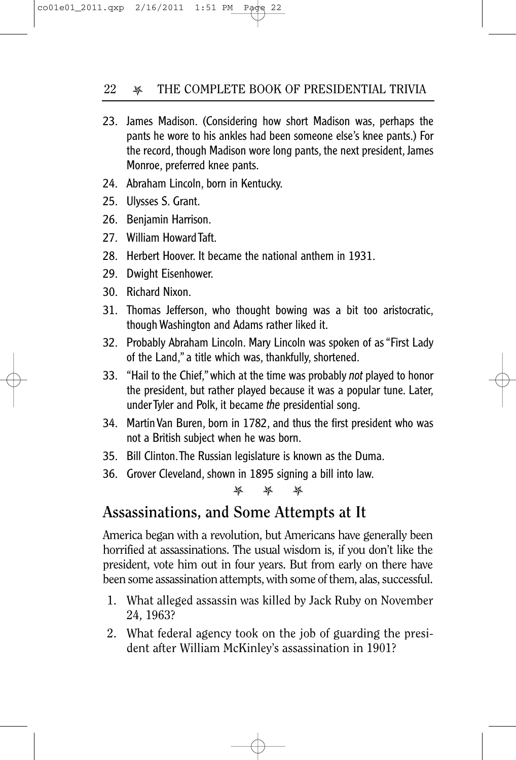23. James Madison. (Considering how short Madison was, perhaps the pants he wore to his ankles had been someone else's knee pants.) For the record, though Madison wore long pants, the next president, James Monroe, preferred knee pants.
24. Abraham Lincoln, born in Kentucky.
25. Ulysses S. Grant.
26. Benjamin Harrison.
27. William Howard Taft.
28. Herbert Hoover. It became the national anthem in 1931.
29. Dwight Eisenhower.
30. Richard Nixon.
31. Thomas Jefferson, who thought bowing was a bit too aristocratic, though Washington and Adams rather liked it.
32. Probably Abraham Lincoln. Mary Lincoln was spoken of as "First Lady of the Land," a title which was, thankfully, shortened.
33. "Hail to the Chief," which at the time was probably *not* played to honor the president, but rather played because it was a popular tune. Later, under Tyler and Polk, it became *the* presidential song.
34. Martin Van Buren, born in 1782, and thus the first president who was not a British subject when he was born.
35. Bill Clinton. The Russian legislature is known as the Duma.
36. Grover Cleveland, shown in 1895 signing a bill into law.

✯ ✯ ✯

## Assassinations, and Some Attempts at It

America began with a revolution, but Americans have generally been horrified at assassinations. The usual wisdom is, if you don't like the president, vote him out in four years. But from early on there have been some assassination attempts, with some of them, alas, successful.

1. What alleged assassin was killed by Jack Ruby on November 24, 1963?
2. What federal agency took on the job of guarding the president after William McKinley's assassination in 1901?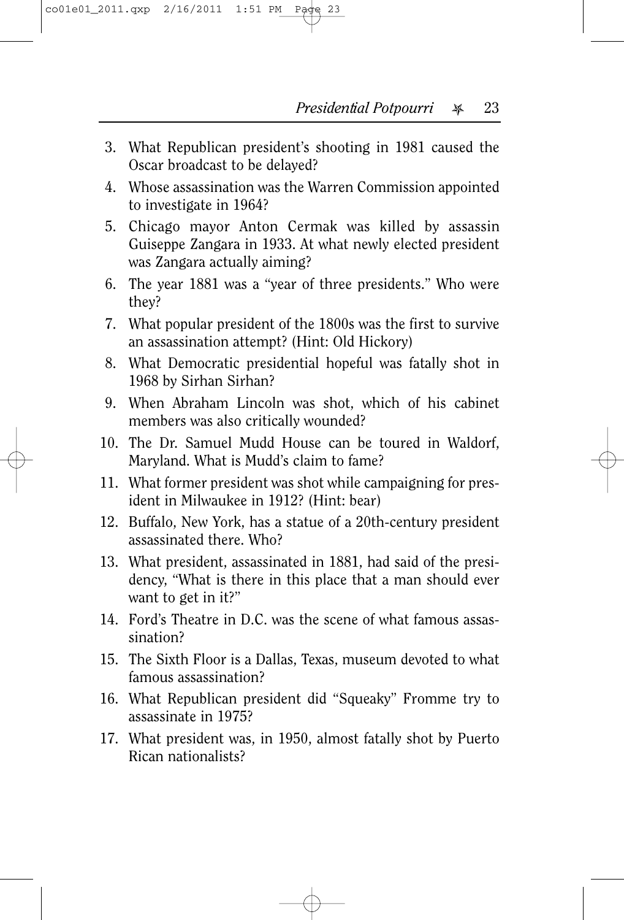3. What Republican president's shooting in 1981 caused the Oscar broadcast to be delayed?
4. Whose assassination was the Warren Commission appointed to investigate in 1964?
5. Chicago mayor Anton Cermak was killed by assassin Guiseppe Zangara in 1933. At what newly elected president was Zangara actually aiming?
6. The year 1881 was a "year of three presidents." Who were they?
7. What popular president of the 1800s was the first to survive an assassination attempt? (Hint: Old Hickory)
8. What Democratic presidential hopeful was fatally shot in 1968 by Sirhan Sirhan?
9. When Abraham Lincoln was shot, which of his cabinet members was also critically wounded?
10. The Dr. Samuel Mudd House can be toured in Waldorf, Maryland. What is Mudd's claim to fame?
11. What former president was shot while campaigning for president in Milwaukee in 1912? (Hint: bear)
12. Buffalo, New York, has a statue of a 20th-century president assassinated there. Who?
13. What president, assassinated in 1881, had said of the presidency, "What is there in this place that a man should ever want to get in it?"
14. Ford's Theatre in D.C. was the scene of what famous assassination?
15. The Sixth Floor is a Dallas, Texas, museum devoted to what famous assassination?
16. What Republican president did "Squeaky" Fromme try to assassinate in 1975?
17. What president was, in 1950, almost fatally shot by Puerto Rican nationalists?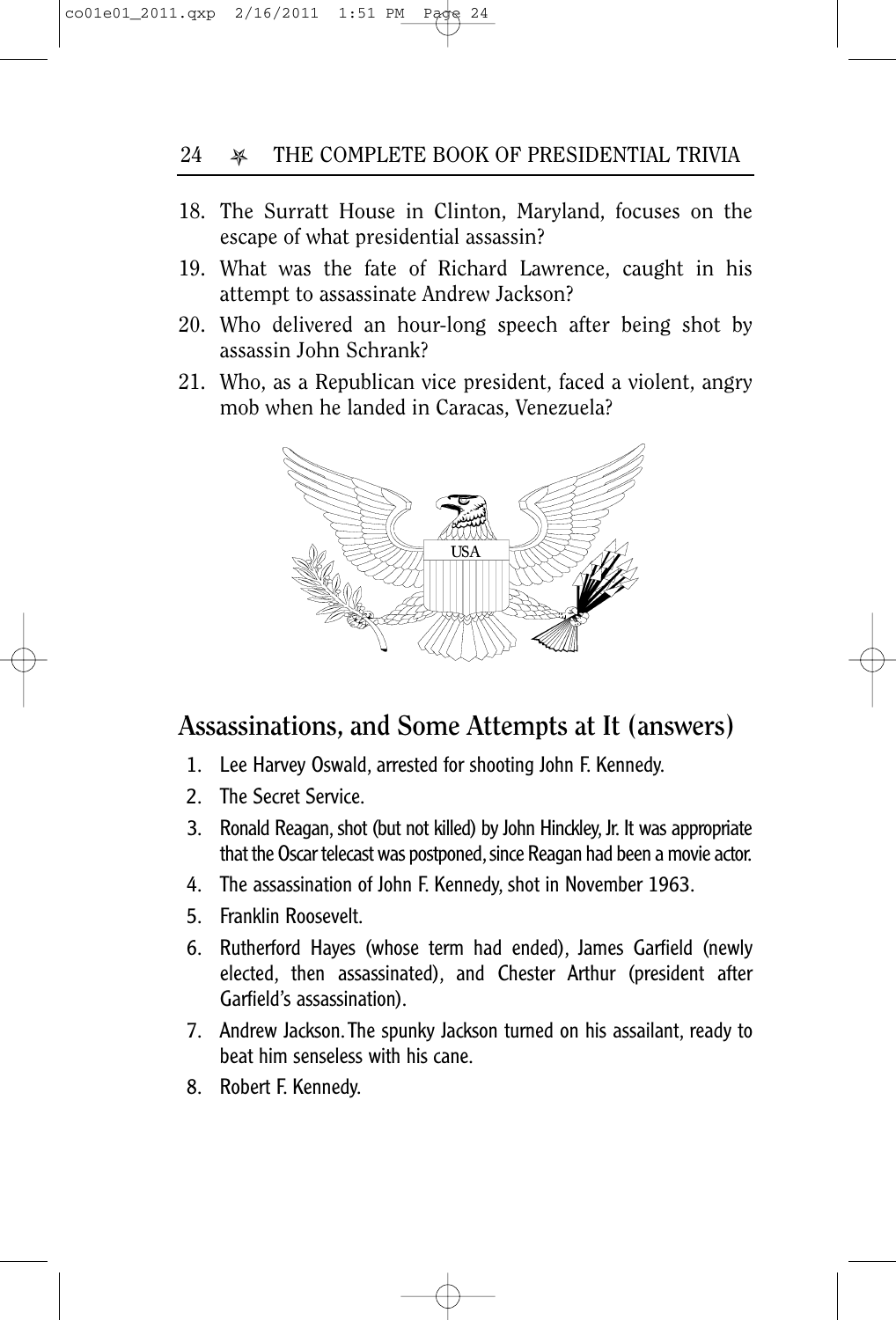18. The Surratt House in Clinton, Maryland, focuses on the escape of what presidential assassin?
19. What was the fate of Richard Lawrence, caught in his attempt to assassinate Andrew Jackson?
20. Who delivered an hour-long speech after being shot by assassin John Schrank?
21. Who, as a Republican vice president, faced a violent, angry mob when he landed in Caracas, Venezuela?

## Assassinations, and Some Attempts at It (answers)

1. Lee Harvey Oswald, arrested for shooting John F. Kennedy.
2. The Secret Service.
3. Ronald Reagan, shot (but not killed) by John Hinckley, Jr. It was appropriate that the Oscar telecast was postponed, since Reagan had been a movie actor.
4. The assassination of John F. Kennedy, shot in November 1963.
5. Franklin Roosevelt.
6. Rutherford Hayes (whose term had ended), James Garfield (newly elected, then assassinated), and Chester Arthur (president after Garfield's assassination).
7. Andrew Jackson. The spunky Jackson turned on his assailant, ready to beat him senseless with his cane.
8. Robert F. Kennedy.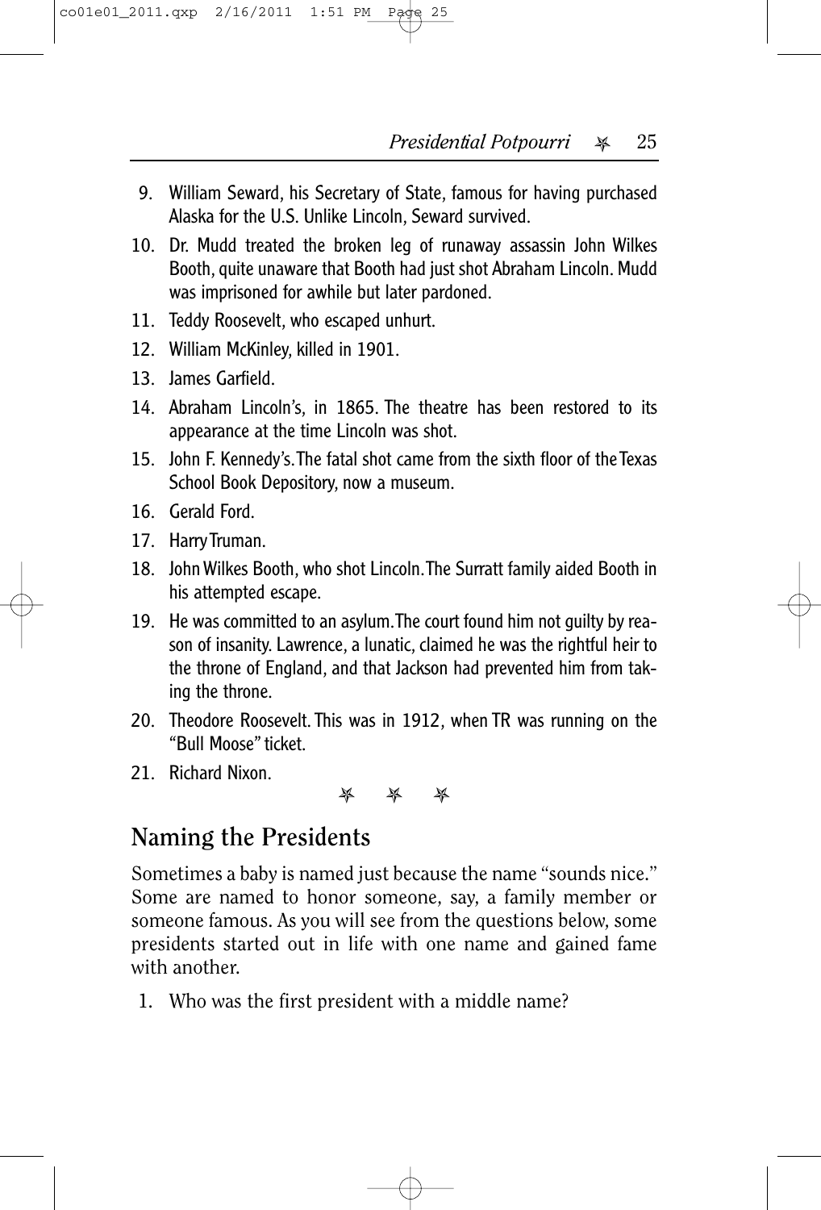9. William Seward, his Secretary of State, famous for having purchased Alaska for the U.S. Unlike Lincoln, Seward survived.
10. Dr. Mudd treated the broken leg of runaway assassin John Wilkes Booth, quite unaware that Booth had just shot Abraham Lincoln. Mudd was imprisoned for awhile but later pardoned.
11. Teddy Roosevelt, who escaped unhurt.
12. William McKinley, killed in 1901.
13. James Garfield.
14. Abraham Lincoln's, in 1865. The theatre has been restored to its appearance at the time Lincoln was shot.
15. John F. Kennedy's. The fatal shot came from the sixth floor of the Texas School Book Depository, now a museum.
16. Gerald Ford.
17. Harry Truman.
18. John Wilkes Booth, who shot Lincoln. The Surratt family aided Booth in his attempted escape.
19. He was committed to an asylum. The court found him not guilty by reason of insanity. Lawrence, a lunatic, claimed he was the rightful heir to the throne of England, and that Jackson had prevented him from taking the throne.
20. Theodore Roosevelt. This was in 1912, when TR was running on the "Bull Moose" ticket.
21. Richard Nixon.

✯ ✯ ✯

## Naming the Presidents

Sometimes a baby is named just because the name "sounds nice." Some are named to honor someone, say, a family member or someone famous. As you will see from the questions below, some presidents started out in life with one name and gained fame with another.

1. Who was the first president with a middle name?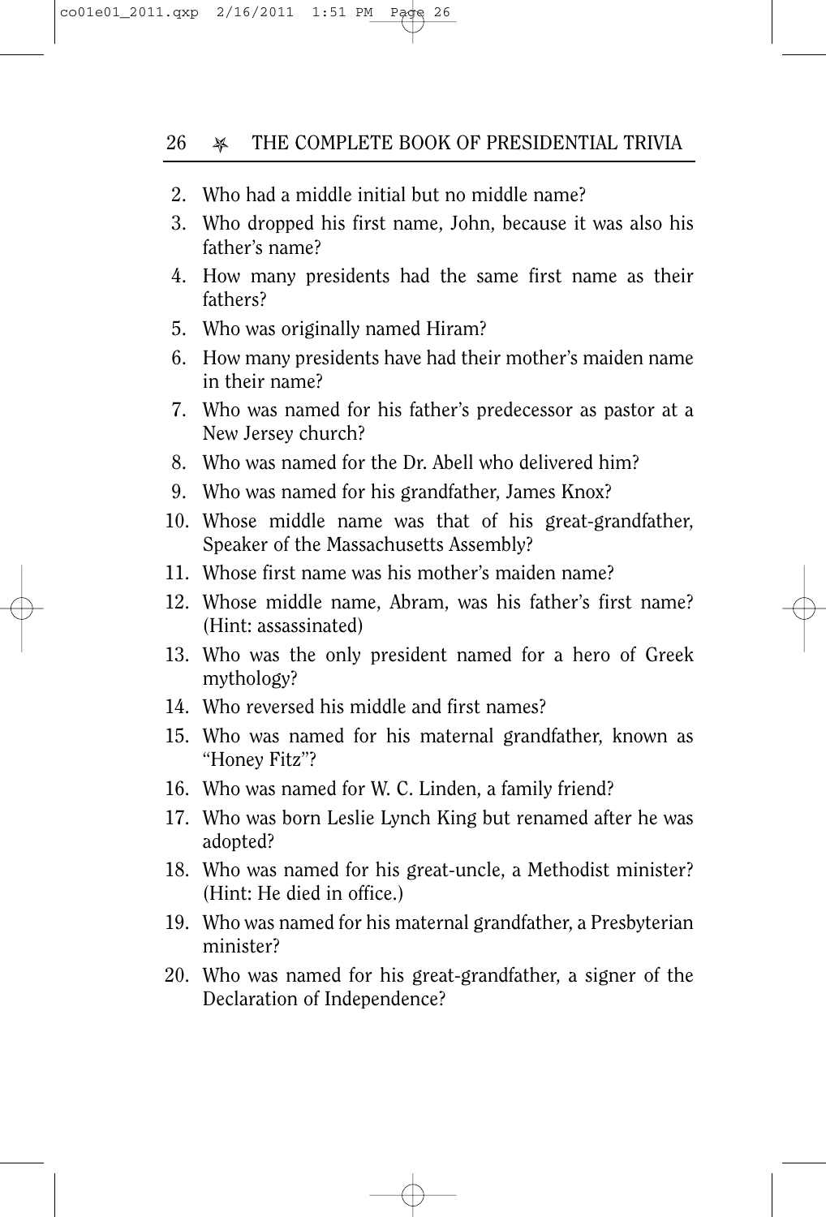2. Who had a middle initial but no middle name?
3. Who dropped his first name, John, because it was also his father's name?
4. How many presidents had the same first name as their fathers?
5. Who was originally named Hiram?
6. How many presidents have had their mother's maiden name in their name?
7. Who was named for his father's predecessor as pastor at a New Jersey church?
8. Who was named for the Dr. Abell who delivered him?
9. Who was named for his grandfather, James Knox?
10. Whose middle name was that of his great-grandfather, Speaker of the Massachusetts Assembly?
11. Whose first name was his mother's maiden name?
12. Whose middle name, Abram, was his father's first name? (Hint: assassinated)
13. Who was the only president named for a hero of Greek mythology?
14. Who reversed his middle and first names?
15. Who was named for his maternal grandfather, known as "Honey Fitz"?
16. Who was named for W. C. Linden, a family friend?
17. Who was born Leslie Lynch King but renamed after he was adopted?
18. Who was named for his great-uncle, a Methodist minister? (Hint: He died in office.)
19. Who was named for his maternal grandfather, a Presbyterian minister?
20. Who was named for his great-grandfather, a signer of the Declaration of Independence?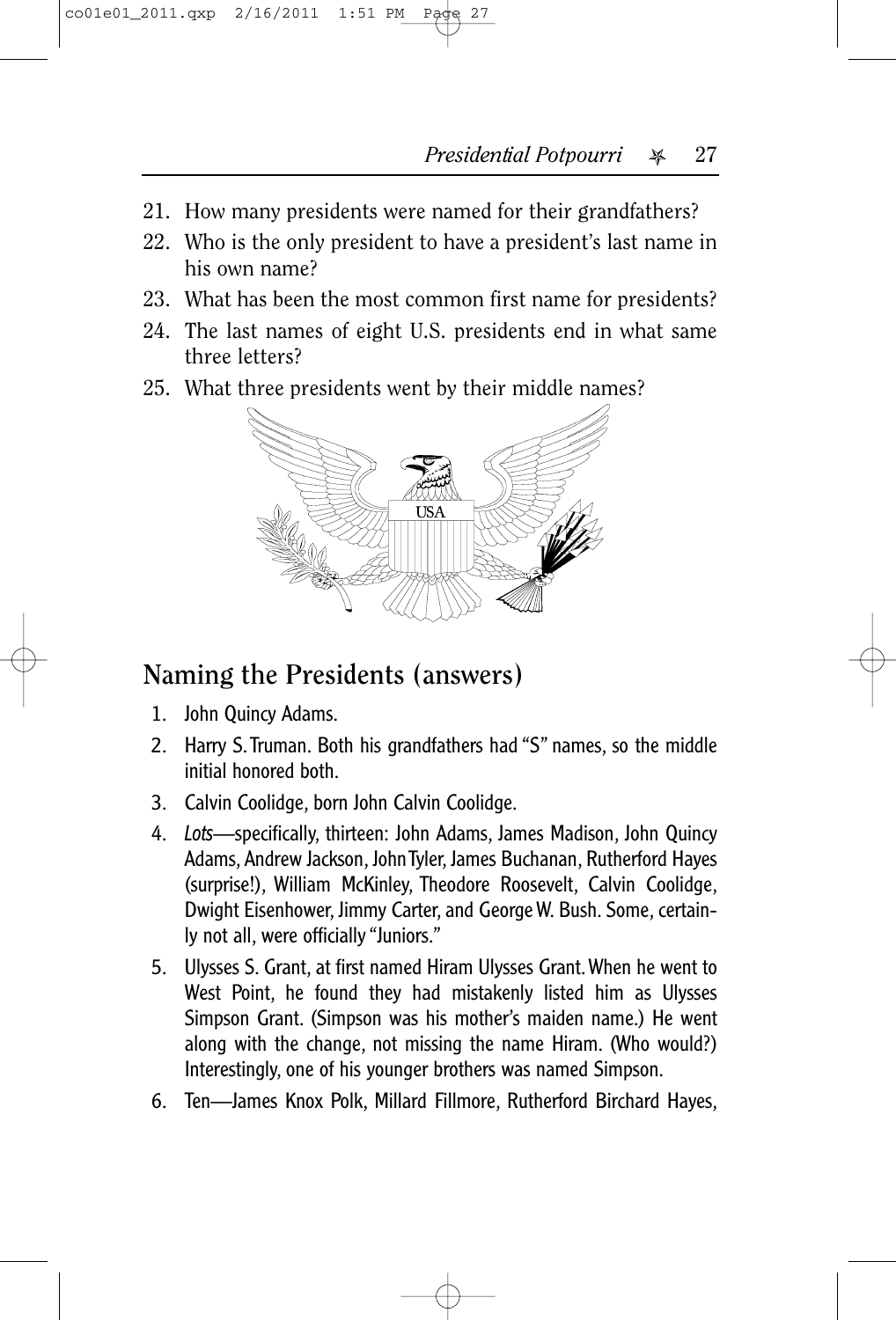21. How many presidents were named for their grandfathers?
22. Who is the only president to have a president's last name in his own name?
23. What has been the most common first name for presidents?
24. The last names of eight U.S. presidents end in what same three letters?
25. What three presidents went by their middle names?

## Naming the Presidents (answers)

1. John Quincy Adams.
2. Harry S. Truman. Both his grandfathers had "S" names, so the middle initial honored both.
3. Calvin Coolidge, born John Calvin Coolidge.
4. *Lots*—specifically, thirteen: John Adams, James Madison, John Quincy Adams, Andrew Jackson, John Tyler, James Buchanan, Rutherford Hayes (surprise!), William McKinley, Theodore Roosevelt, Calvin Coolidge, Dwight Eisenhower, Jimmy Carter, and George W. Bush. Some, certainly not all, were officially "Juniors."
5. Ulysses S. Grant, at first named Hiram Ulysses Grant. When he went to West Point, he found they had mistakenly listed him as Ulysses Simpson Grant. (Simpson was his mother's maiden name.) He went along with the change, not missing the name Hiram. (Who would?) Interestingly, one of his younger brothers was named Simpson.
6. Ten—James Knox Polk, Millard Fillmore, Rutherford Birchard Hayes,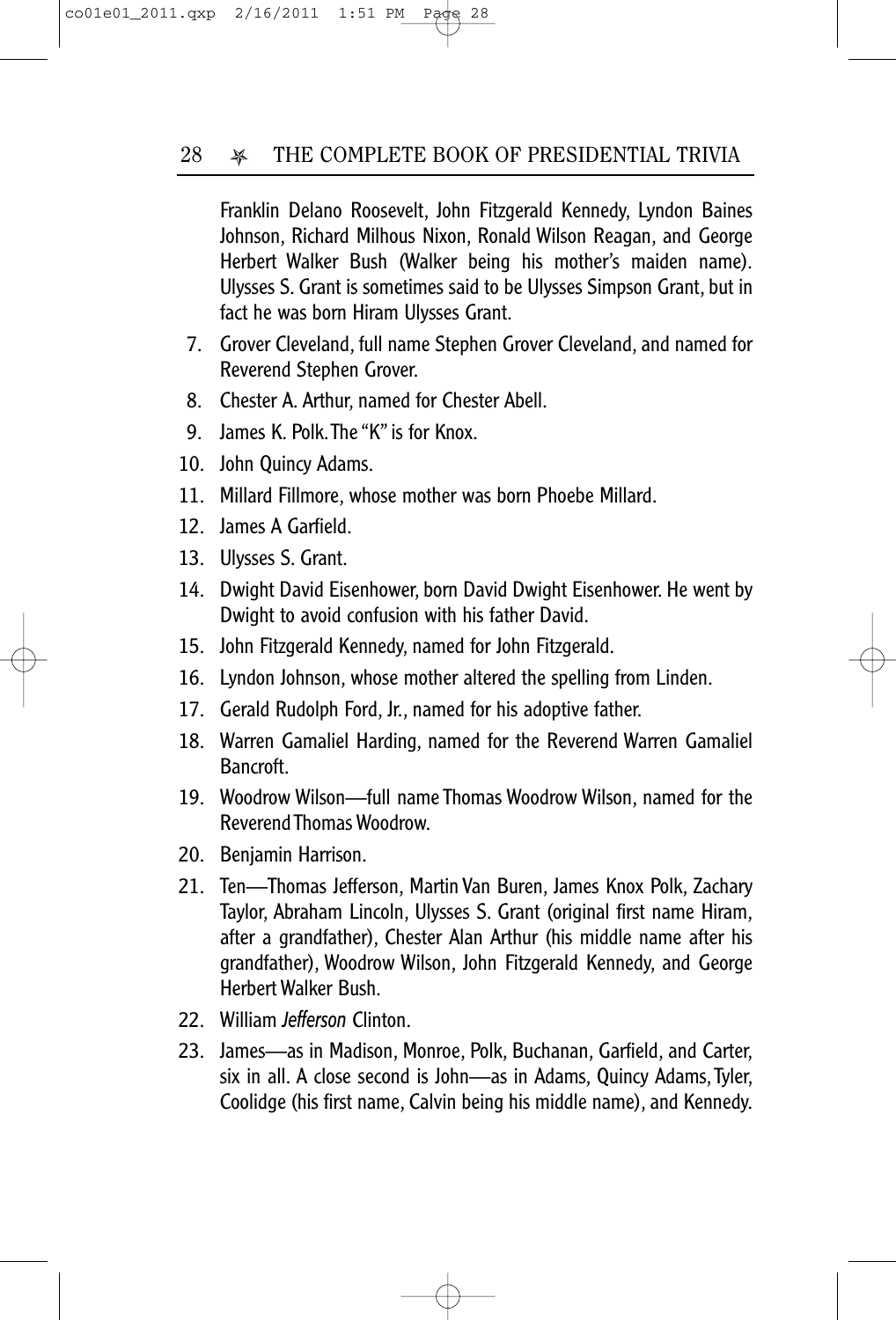Franklin Delano Roosevelt, John Fitzgerald Kennedy, Lyndon Baines Johnson, Richard Milhous Nixon, Ronald Wilson Reagan, and George Herbert Walker Bush (Walker being his mother's maiden name). Ulysses S. Grant is sometimes said to be Ulysses Simpson Grant, but in fact he was born Hiram Ulysses Grant.

7. Grover Cleveland, full name Stephen Grover Cleveland, and named for Reverend Stephen Grover.
8. Chester A. Arthur, named for Chester Abell.
9. James K. Polk. The "K" is for Knox.
10. John Quincy Adams.
11. Millard Fillmore, whose mother was born Phoebe Millard.
12. James A Garfield.
13. Ulysses S. Grant.
14. Dwight David Eisenhower, born David Dwight Eisenhower. He went by Dwight to avoid confusion with his father David.
15. John Fitzgerald Kennedy, named for John Fitzgerald.
16. Lyndon Johnson, whose mother altered the spelling from Linden.
17. Gerald Rudolph Ford, Jr., named for his adoptive father.
18. Warren Gamaliel Harding, named for the Reverend Warren Gamaliel Bancroft.
19. Woodrow Wilson—full name Thomas Woodrow Wilson, named for the Reverend Thomas Woodrow.
20. Benjamin Harrison.
21. Ten—Thomas Jefferson, Martin Van Buren, James Knox Polk, Zachary Taylor, Abraham Lincoln, Ulysses S. Grant (original first name Hiram, after a grandfather), Chester Alan Arthur (his middle name after his grandfather), Woodrow Wilson, John Fitzgerald Kennedy, and George Herbert Walker Bush.
22. William *Jefferson* Clinton.
23. James—as in Madison, Monroe, Polk, Buchanan, Garfield, and Carter, six in all. A close second is John—as in Adams, Quincy Adams, Tyler, Coolidge (his first name, Calvin being his middle name), and Kennedy.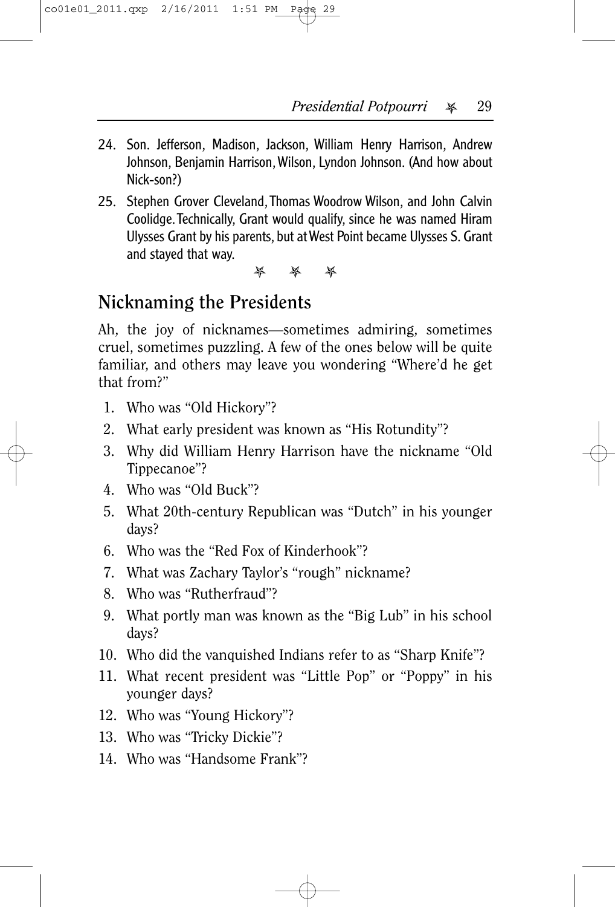24. Son. Jefferson, Madison, Jackson, William Henry Harrison, Andrew Johnson, Benjamin Harrison, Wilson, Lyndon Johnson. (And how about Nick-son?)
25. Stephen Grover Cleveland, Thomas Woodrow Wilson, and John Calvin Coolidge. Technically, Grant would qualify, since he was named Hiram Ulysses Grant by his parents, but at West Point became Ulysses S. Grant and stayed that way.

✯ ✯ ✯

## Nicknaming the Presidents

Ah, the joy of nicknames—sometimes admiring, sometimes cruel, sometimes puzzling. A few of the ones below will be quite familiar, and others may leave you wondering "Where'd he get that from?"

1. Who was "Old Hickory"?
2. What early president was known as "His Rotundity"?
3. Why did William Henry Harrison have the nickname "Old Tippecanoe"?
4. Who was "Old Buck"?
5. What 20th-century Republican was "Dutch" in his younger days?
6. Who was the "Red Fox of Kinderhook"?
7. What was Zachary Taylor's "rough" nickname?
8. Who was "Rutherfraud"?
9. What portly man was known as the "Big Lub" in his school days?
10. Who did the vanquished Indians refer to as "Sharp Knife"?
11. What recent president was "Little Pop" or "Poppy" in his younger days?
12. Who was "Young Hickory"?
13. Who was "Tricky Dickie"?
14. Who was "Handsome Frank"?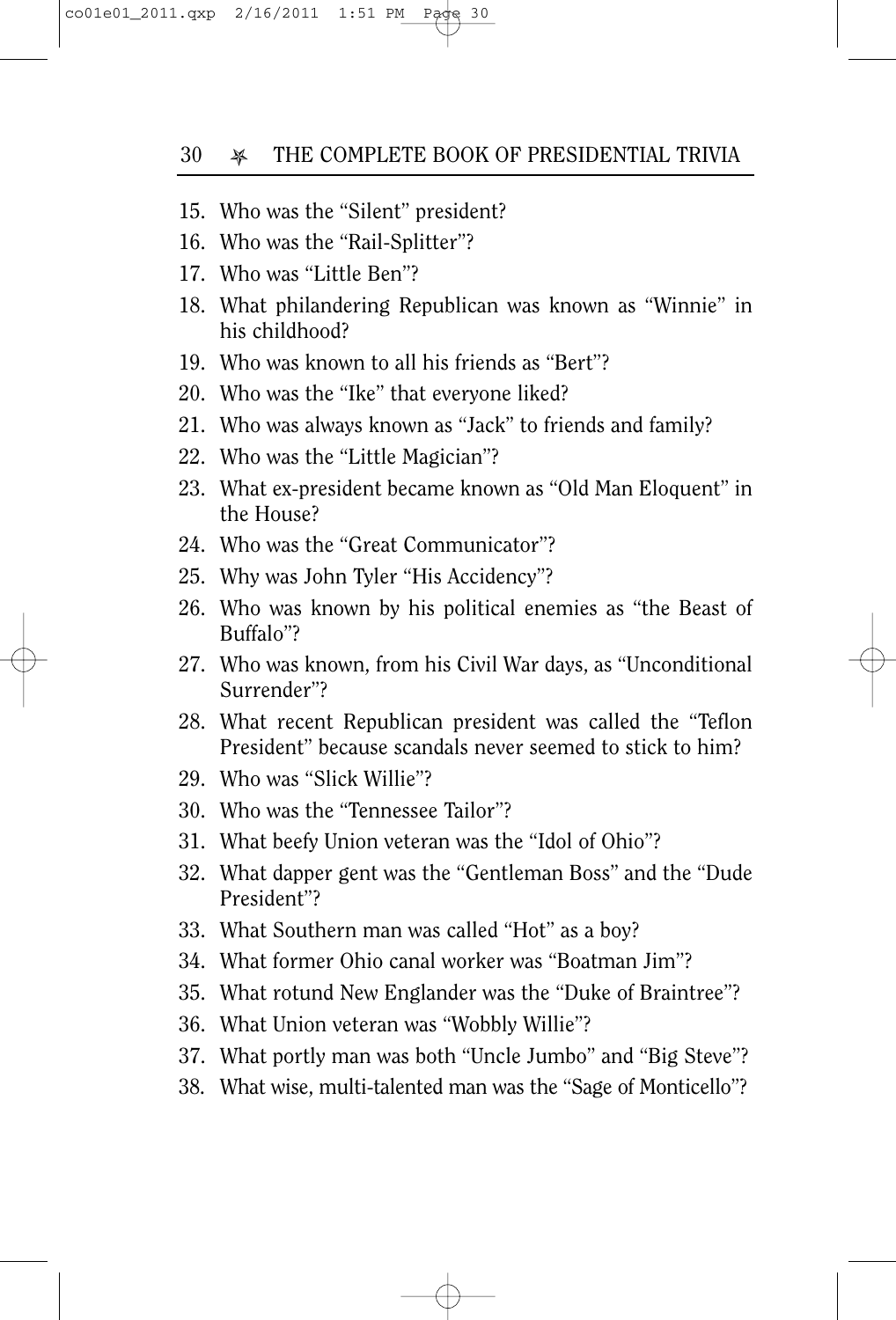15. Who was the "Silent" president?
16. Who was the "Rail-Splitter"?
17. Who was "Little Ben"?
18. What philandering Republican was known as "Winnie" in his childhood?
19. Who was known to all his friends as "Bert"?
20. Who was the "Ike" that everyone liked?
21. Who was always known as "Jack" to friends and family?
22. Who was the "Little Magician"?
23. What ex-president became known as "Old Man Eloquent" in the House?
24. Who was the "Great Communicator"?
25. Why was John Tyler "His Accidency"?
26. Who was known by his political enemies as "the Beast of Buffalo"?
27. Who was known, from his Civil War days, as "Unconditional Surrender"?
28. What recent Republican president was called the "Teflon President" because scandals never seemed to stick to him?
29. Who was "Slick Willie"?
30. Who was the "Tennessee Tailor"?
31. What beefy Union veteran was the "Idol of Ohio"?
32. What dapper gent was the "Gentleman Boss" and the "Dude President"?
33. What Southern man was called "Hot" as a boy?
34. What former Ohio canal worker was "Boatman Jim"?
35. What rotund New Englander was the "Duke of Braintree"?
36. What Union veteran was "Wobbly Willie"?
37. What portly man was both "Uncle Jumbo" and "Big Steve"?
38. What wise, multi-talented man was the "Sage of Monticello"?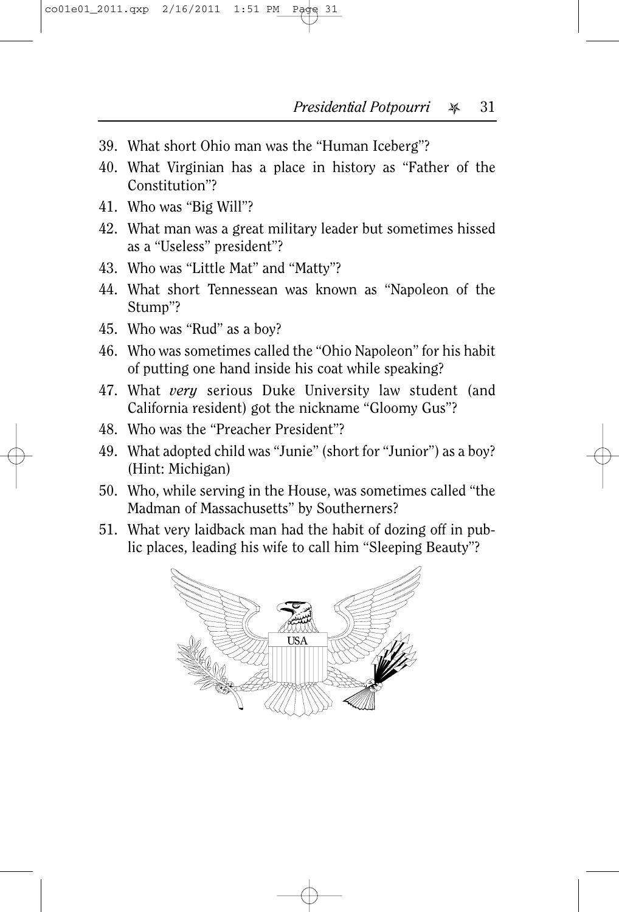39. What short Ohio man was the "Human Iceberg"?
40. What Virginian has a place in history as "Father of the Constitution"?
41. Who was "Big Will"?
42. What man was a great military leader but sometimes hissed as a "Useless" president"?
43. Who was "Little Mat" and "Matty"?
44. What short Tennessean was known as "Napoleon of the Stump"?
45. Who was "Rud" as a boy?
46. Who was sometimes called the "Ohio Napoleon" for his habit of putting one hand inside his coat while speaking?
47. What *very* serious Duke University law student (and California resident) got the nickname "Gloomy Gus"?
48. Who was the "Preacher President"?
49. What adopted child was "Junie" (short for "Junior") as a boy? (Hint: Michigan)
50. Who, while serving in the House, was sometimes called "the Madman of Massachusetts" by Southerners?
51. What very laidback man had the habit of dozing off in public places, leading his wife to call him "Sleeping Beauty"?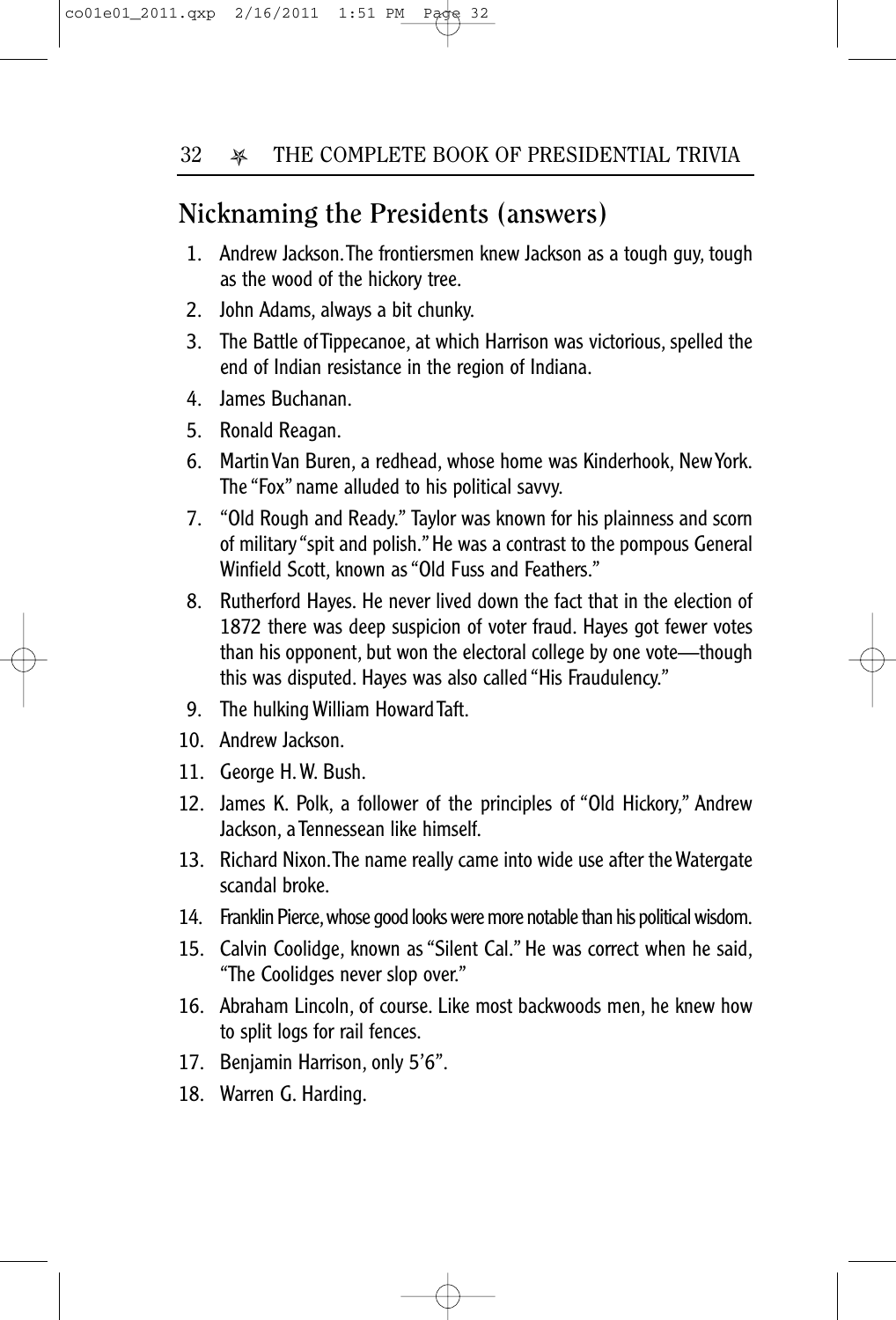## Nicknaming the Presidents (answers)

1. Andrew Jackson. The frontiersmen knew Jackson as a tough guy, tough as the wood of the hickory tree.
2. John Adams, always a bit chunky.
3. The Battle of Tippecanoe, at which Harrison was victorious, spelled the end of Indian resistance in the region of Indiana.
4. James Buchanan.
5. Ronald Reagan.
6. Martin Van Buren, a redhead, whose home was Kinderhook, New York. The "Fox" name alluded to his political savvy.
7. "Old Rough and Ready." Taylor was known for his plainness and scorn of military "spit and polish." He was a contrast to the pompous General Winfield Scott, known as "Old Fuss and Feathers."
8. Rutherford Hayes. He never lived down the fact that in the election of 1872 there was deep suspicion of voter fraud. Hayes got fewer votes than his opponent, but won the electoral college by one vote—though this was disputed. Hayes was also called "His Fraudulency."
9. The hulking William Howard Taft.
10. Andrew Jackson.
11. George H. W. Bush.
12. James K. Polk, a follower of the principles of "Old Hickory," Andrew Jackson, a Tennessean like himself.
13. Richard Nixon. The name really came into wide use after the Watergate scandal broke.
14. Franklin Pierce, whose good looks were more notable than his political wisdom.
15. Calvin Coolidge, known as "Silent Cal." He was correct when he said, "The Coolidges never slop over."
16. Abraham Lincoln, of course. Like most backwoods men, he knew how to split logs for rail fences.
17. Benjamin Harrison, only 5'6".
18. Warren G. Harding.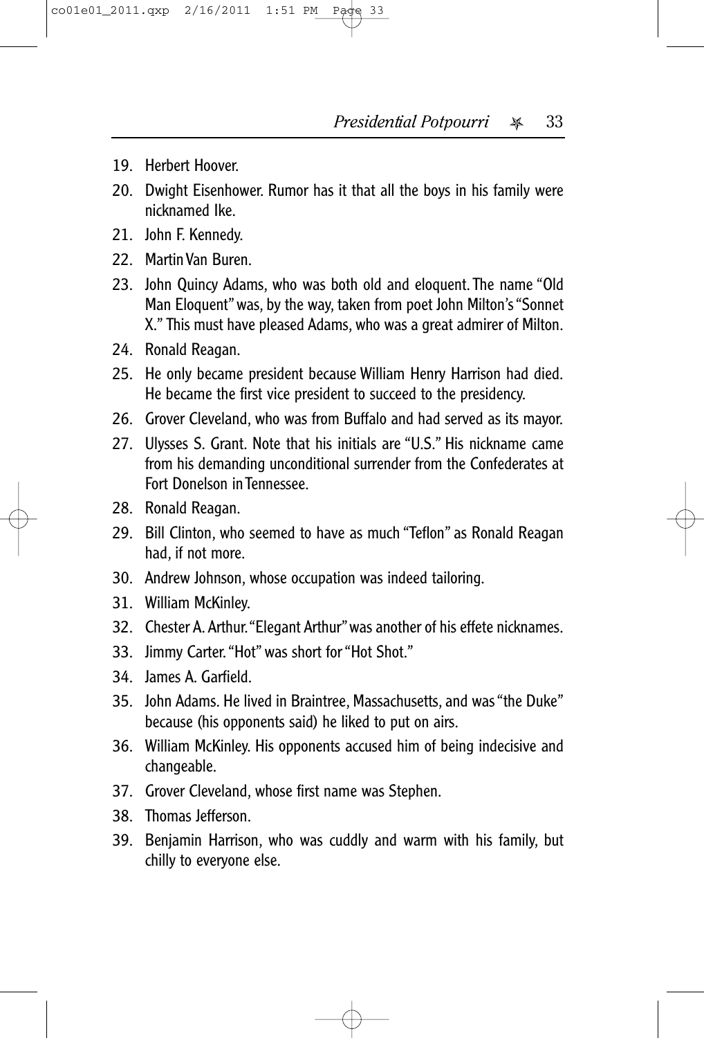19. Herbert Hoover.
20. Dwight Eisenhower. Rumor has it that all the boys in his family were nicknamed Ike.
21. John F. Kennedy.
22. Martin Van Buren.
23. John Quincy Adams, who was both old and eloquent. The name "Old Man Eloquent" was, by the way, taken from poet John Milton's "Sonnet X." This must have pleased Adams, who was a great admirer of Milton.
24. Ronald Reagan.
25. He only became president because William Henry Harrison had died. He became the first vice president to succeed to the presidency.
26. Grover Cleveland, who was from Buffalo and had served as its mayor.
27. Ulysses S. Grant. Note that his initials are "U.S." His nickname came from his demanding unconditional surrender from the Confederates at Fort Donelson in Tennessee.
28. Ronald Reagan.
29. Bill Clinton, who seemed to have as much "Teflon" as Ronald Reagan had, if not more.
30. Andrew Johnson, whose occupation was indeed tailoring.
31. William McKinley.
32. Chester A. Arthur. "Elegant Arthur" was another of his effete nicknames.
33. Jimmy Carter. "Hot" was short for "Hot Shot."
34. James A. Garfield.
35. John Adams. He lived in Braintree, Massachusetts, and was "the Duke" because (his opponents said) he liked to put on airs.
36. William McKinley. His opponents accused him of being indecisive and changeable.
37. Grover Cleveland, whose first name was Stephen.
38. Thomas Jefferson.
39. Benjamin Harrison, who was cuddly and warm with his family, but chilly to everyone else.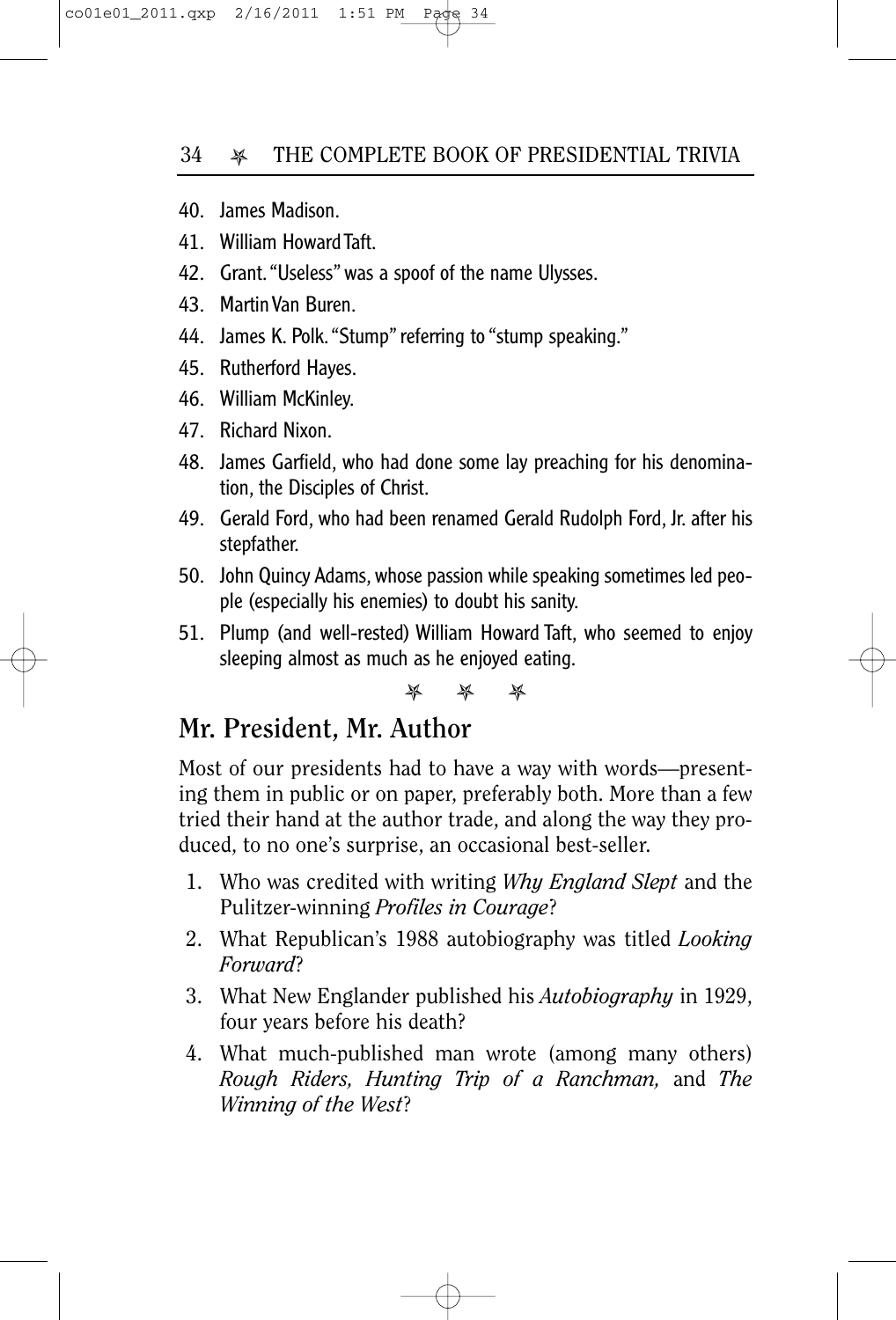40. James Madison.
41. William Howard Taft.
42. Grant. "Useless" was a spoof of the name Ulysses.
43. Martin Van Buren.
44. James K. Polk. "Stump" referring to "stump speaking."
45. Rutherford Hayes.
46. William McKinley.
47. Richard Nixon.
48. James Garfield, who had done some lay preaching for his denomination, the Disciples of Christ.
49. Gerald Ford, who had been renamed Gerald Rudolph Ford, Jr. after his stepfather.
50. John Quincy Adams, whose passion while speaking sometimes led people (especially his enemies) to doubt his sanity.
51. Plump (and well-rested) William Howard Taft, who seemed to enjoy sleeping almost as much as he enjoyed eating.

## Mr. President, Mr. Author

Most of our presidents had to have a way with words—presenting them in public or on paper, preferably both. More than a few tried their hand at the author trade, and along the way they produced, to no one's surprise, an occasional best-seller.

1. Who was credited with writing *Why England Slept* and the Pulitzer-winning *Profiles in Courage*?
2. What Republican's 1988 autobiography was titled *Looking Forward*?
3. What New Englander published his *Autobiography* in 1929, four years before his death?
4. What much-published man wrote (among many others) *Rough Riders, Hunting Trip of a Ranchman,* and *The Winning of the West*?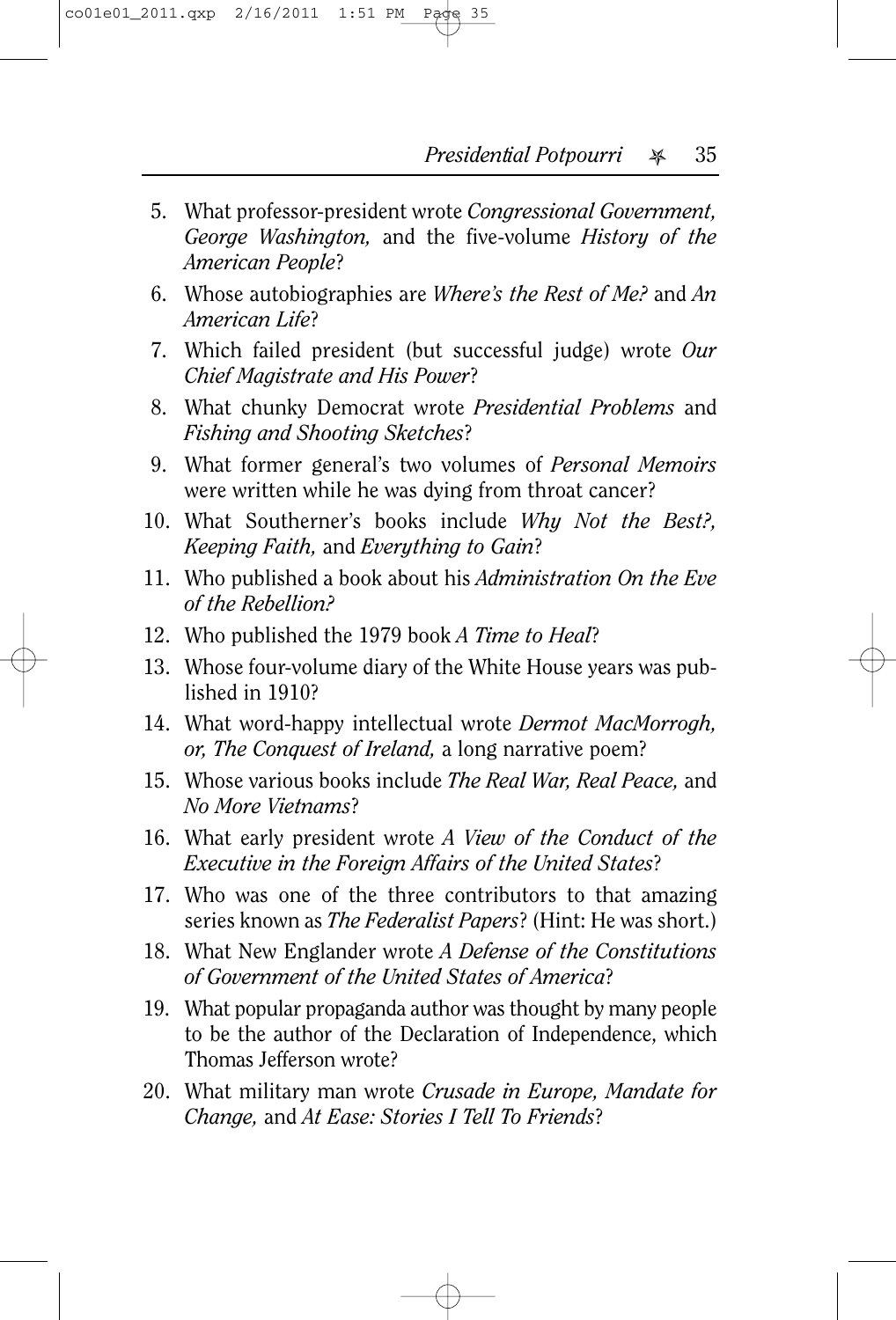5. What professor-president wrote *Congressional Government, George Washington,* and the five-volume *History of the American People*?
6. Whose autobiographies are *Where's the Rest of Me?* and *An American Life*?
7. Which failed president (but successful judge) wrote *Our Chief Magistrate and His Power*?
8. What chunky Democrat wrote *Presidential Problems* and *Fishing and Shooting Sketches*?
9. What former general's two volumes of *Personal Memoirs* were written while he was dying from throat cancer?
10. What Southerner's books include *Why Not the Best?, Keeping Faith,* and *Everything to Gain*?
11. Who published a book about his *Administration On the Eve of the Rebellion?*
12. Who published the 1979 book *A Time to Heal*?
13. Whose four-volume diary of the White House years was published in 1910?
14. What word-happy intellectual wrote *Dermot MacMorrogh, or, The Conquest of Ireland,* a long narrative poem?
15. Whose various books include *The Real War, Real Peace,* and *No More Vietnams*?
16. What early president wrote *A View of the Conduct of the Executive in the Foreign Affairs of the United States*?
17. Who was one of the three contributors to that amazing series known as *The Federalist Papers*? (Hint: He was short.)
18. What New Englander wrote *A Defense of the Constitutions of Government of the United States of America*?
19. What popular propaganda author was thought by many people to be the author of the Declaration of Independence, which Thomas Jefferson wrote?
20. What military man wrote *Crusade in Europe, Mandate for Change,* and *At Ease: Stories I Tell To Friends*?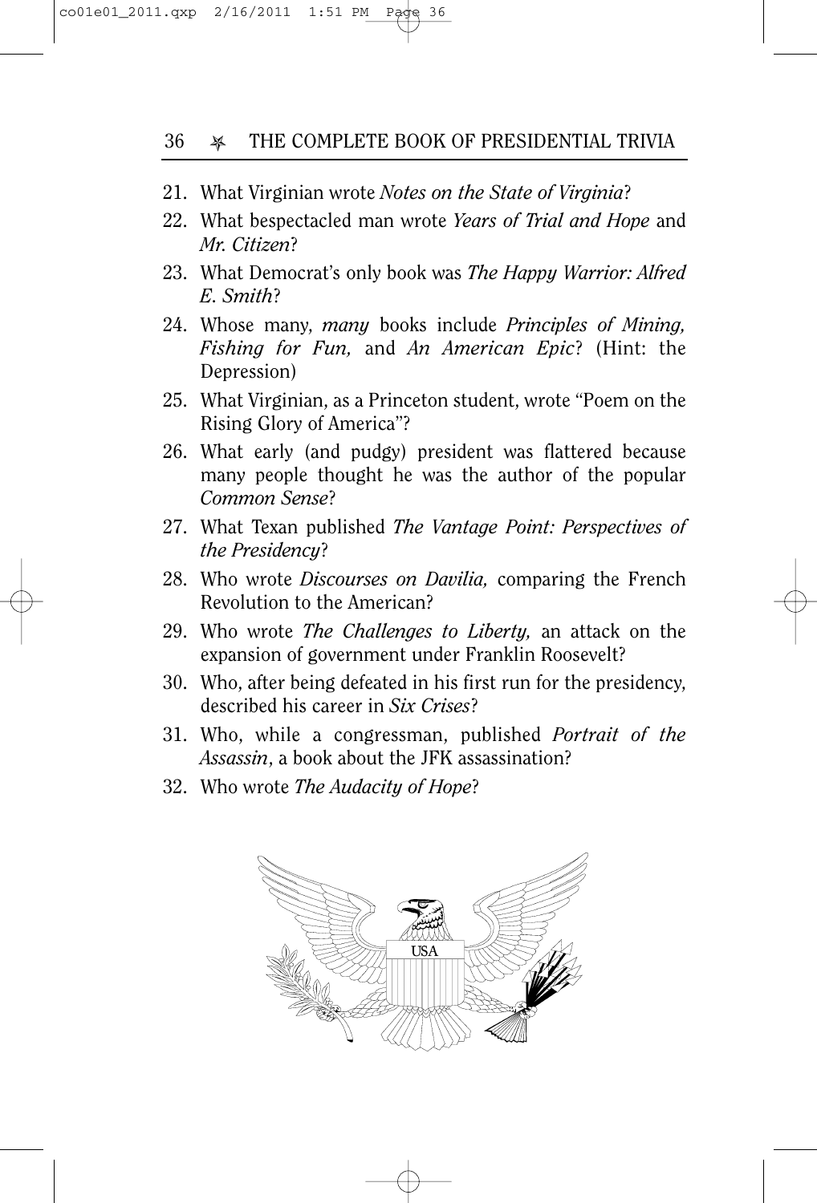21. What Virginian wrote *Notes on the State of Virginia*?
22. What bespectacled man wrote *Years of Trial and Hope* and *Mr. Citizen*?
23. What Democrat's only book was *The Happy Warrior: Alfred E. Smith*?
24. Whose many, *many* books include *Principles of Mining, Fishing for Fun,* and *An American Epic*? (Hint: the Depression)
25. What Virginian, as a Princeton student, wrote "Poem on the Rising Glory of America"?
26. What early (and pudgy) president was flattered because many people thought he was the author of the popular *Common Sense*?
27. What Texan published *The Vantage Point: Perspectives of the Presidency*?
28. Who wrote *Discourses on Davilia,* comparing the French Revolution to the American?
29. Who wrote *The Challenges to Liberty,* an attack on the expansion of government under Franklin Roosevelt?
30. Who, after being defeated in his first run for the presidency, described his career in *Six Crises*?
31. Who, while a congressman, published *Portrait of the Assassin*, a book about the JFK assassination?
32. Who wrote *The Audacity of Hope*?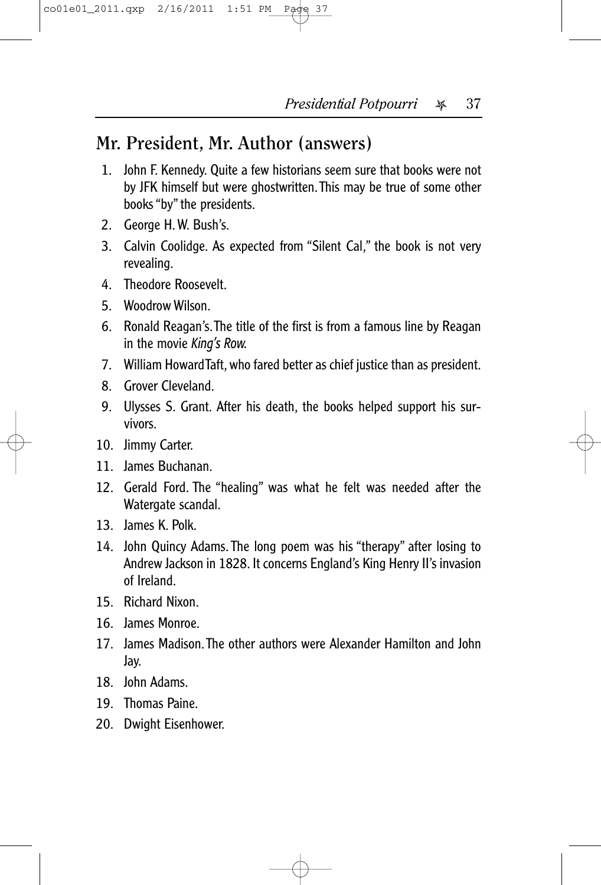## Mr. President, Mr. Author (answers)

1. John F. Kennedy. Quite a few historians seem sure that books were not by JFK himself but were ghostwritten. This may be true of some other books "by" the presidents.
2. George H. W. Bush's.
3. Calvin Coolidge. As expected from "Silent Cal," the book is not very revealing.
4. Theodore Roosevelt.
5. Woodrow Wilson.
6. Ronald Reagan's. The title of the first is from a famous line by Reagan in the movie *King's Row.*
7. William Howard Taft, who fared better as chief justice than as president.
8. Grover Cleveland.
9. Ulysses S. Grant. After his death, the books helped support his survivors.
10. Jimmy Carter.
11. James Buchanan.
12. Gerald Ford. The "healing" was what he felt was needed after the Watergate scandal.
13. James K. Polk.
14. John Quincy Adams. The long poem was his "therapy" after losing to Andrew Jackson in 1828. It concerns England's King Henry II's invasion of Ireland.
15. Richard Nixon.
16. James Monroe.
17. James Madison. The other authors were Alexander Hamilton and John Jay.
18. John Adams.
19. Thomas Paine.
20. Dwight Eisenhower.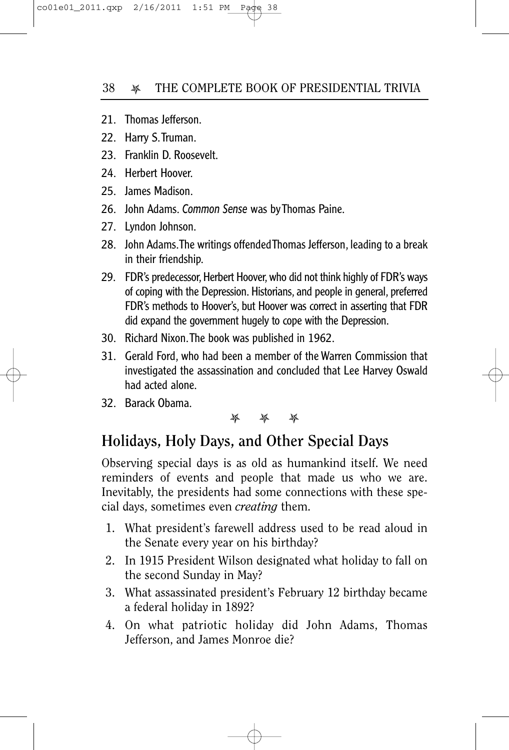21. Thomas Jefferson.
22. Harry S. Truman.
23. Franklin D. Roosevelt.
24. Herbert Hoover.
25. James Madison.
26. John Adams. *Common Sense* was by Thomas Paine.
27. Lyndon Johnson.
28. John Adams. The writings offended Thomas Jefferson, leading to a break in their friendship.
29. FDR's predecessor, Herbert Hoover, who did not think highly of FDR's ways of coping with the Depression. Historians, and people in general, preferred FDR's methods to Hoover's, but Hoover was correct in asserting that FDR did expand the government hugely to cope with the Depression.
30. Richard Nixon. The book was published in 1962.
31. Gerald Ford, who had been a member of the Warren Commission that investigated the assassination and concluded that Lee Harvey Oswald had acted alone.
32. Barack Obama.

✯ ✯ ✯

## Holidays, Holy Days, and Other Special Days

Observing special days is as old as humankind itself. We need reminders of events and people that made us who we are. Inevitably, the presidents had some connections with these special days, sometimes even *creating* them.

1. What president's farewell address used to be read aloud in the Senate every year on his birthday?
2. In 1915 President Wilson designated what holiday to fall on the second Sunday in May?
3. What assassinated president's February 12 birthday became a federal holiday in 1892?
4. On what patriotic holiday did John Adams, Thomas Jefferson, and James Monroe die?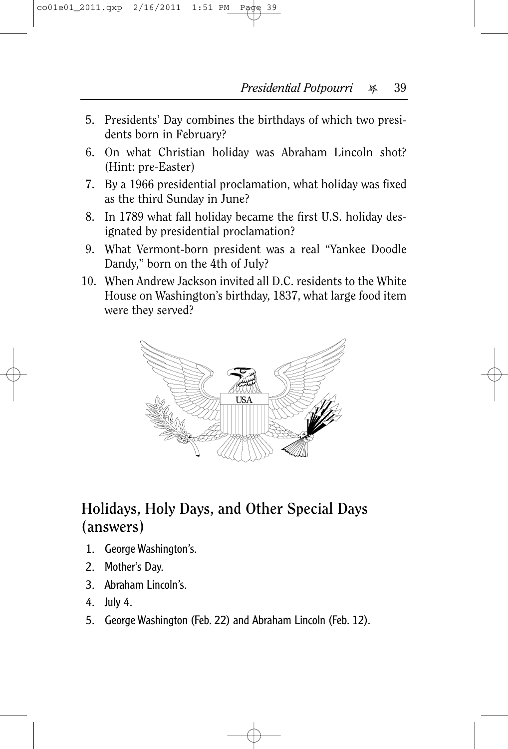5. Presidents' Day combines the birthdays of which two presidents born in February?
6. On what Christian holiday was Abraham Lincoln shot? (Hint: pre-Easter)
7. By a 1966 presidential proclamation, what holiday was fixed as the third Sunday in June?
8. In 1789 what fall holiday became the first U.S. holiday designated by presidential proclamation?
9. What Vermont-born president was a real "Yankee Doodle Dandy," born on the 4th of July?
10. When Andrew Jackson invited all D.C. residents to the White House on Washington's birthday, 1837, what large food item were they served?

## Holidays, Holy Days, and Other Special Days (answers)

1. George Washington's.
2. Mother's Day.
3. Abraham Lincoln's.
4. July 4.
5. George Washington (Feb. 22) and Abraham Lincoln (Feb. 12).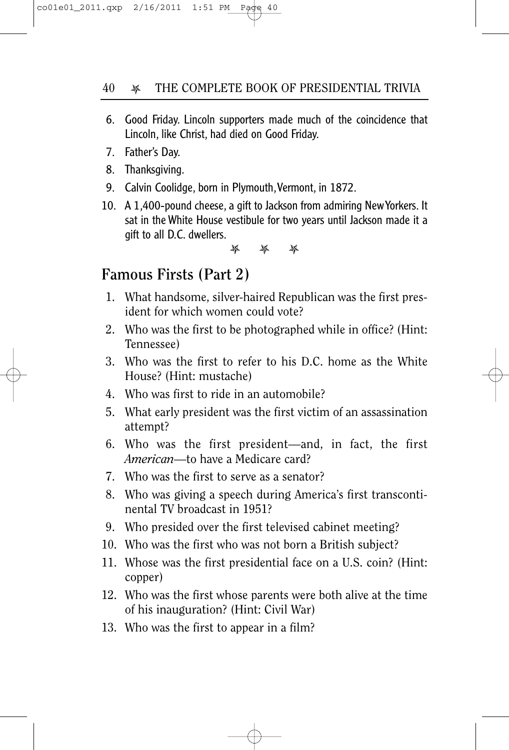6. Good Friday. Lincoln supporters made much of the coincidence that Lincoln, like Christ, had died on Good Friday.
7. Father's Day.
8. Thanksgiving.
9. Calvin Coolidge, born in Plymouth, Vermont, in 1872.
10. A 1,400-pound cheese, a gift to Jackson from admiring New Yorkers. It sat in the White House vestibule for two years until Jackson made it a gift to all D.C. dwellers.

✯ ✯ ✯

## Famous Firsts (Part 2)

1. What handsome, silver-haired Republican was the first president for which women could vote?
2. Who was the first to be photographed while in office? (Hint: Tennessee)
3. Who was the first to refer to his D.C. home as the White House? (Hint: mustache)
4. Who was first to ride in an automobile?
5. What early president was the first victim of an assassination attempt?
6. Who was the first president—and, in fact, the first *American*—to have a Medicare card?
7. Who was the first to serve as a senator?
8. Who was giving a speech during America's first transcontinental TV broadcast in 1951?
9. Who presided over the first televised cabinet meeting?
10. Who was the first who was not born a British subject?
11. Whose was the first presidential face on a U.S. coin? (Hint: copper)
12. Who was the first whose parents were both alive at the time of his inauguration? (Hint: Civil War)
13. Who was the first to appear in a film?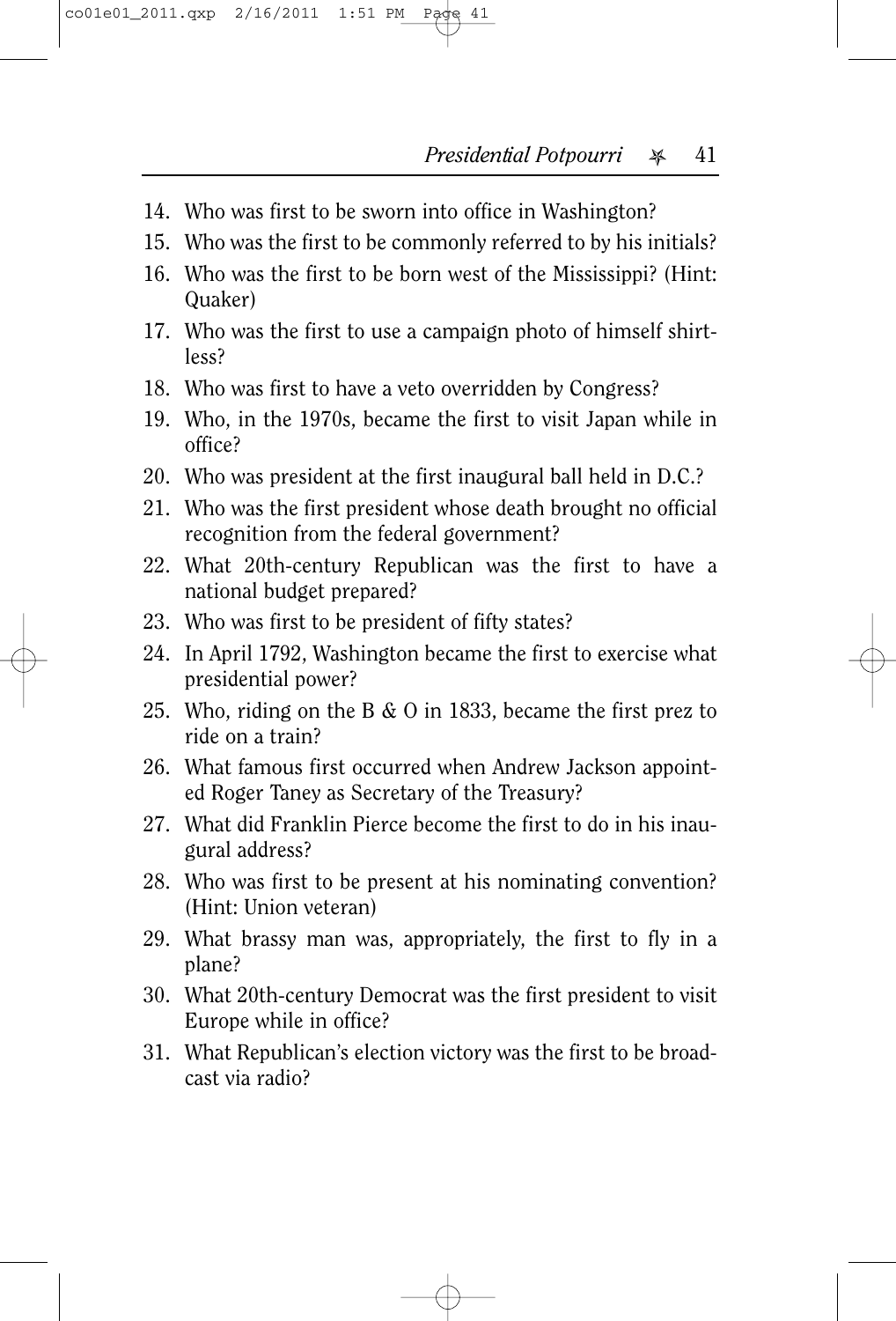14. Who was first to be sworn into office in Washington?
15. Who was the first to be commonly referred to by his initials?
16. Who was the first to be born west of the Mississippi? (Hint: Quaker)
17. Who was the first to use a campaign photo of himself shirtless?
18. Who was first to have a veto overridden by Congress?
19. Who, in the 1970s, became the first to visit Japan while in office?
20. Who was president at the first inaugural ball held in D.C.?
21. Who was the first president whose death brought no official recognition from the federal government?
22. What 20th-century Republican was the first to have a national budget prepared?
23. Who was first to be president of fifty states?
24. In April 1792, Washington became the first to exercise what presidential power?
25. Who, riding on the B & O in 1833, became the first prez to ride on a train?
26. What famous first occurred when Andrew Jackson appointed Roger Taney as Secretary of the Treasury?
27. What did Franklin Pierce become the first to do in his inaugural address?
28. Who was first to be present at his nominating convention? (Hint: Union veteran)
29. What brassy man was, appropriately, the first to fly in a plane?
30. What 20th-century Democrat was the first president to visit Europe while in office?
31. What Republican's election victory was the first to be broadcast via radio?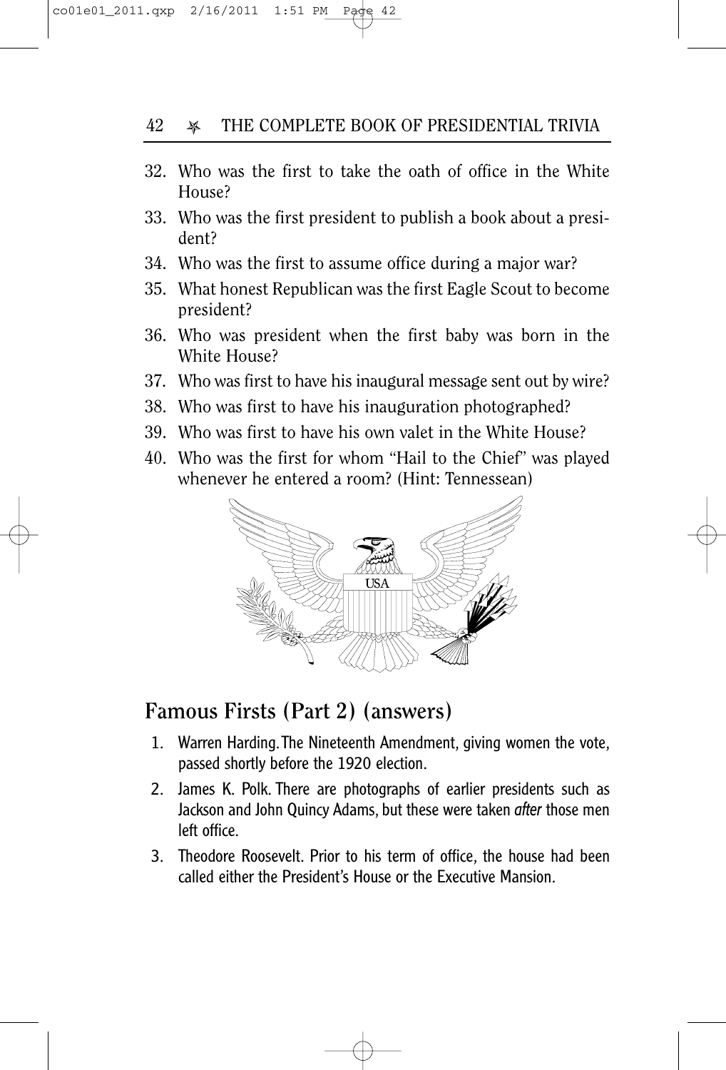32. Who was the first to take the oath of office in the White House?
33. Who was the first president to publish a book about a president?
34. Who was the first to assume office during a major war?
35. What honest Republican was the first Eagle Scout to become president?
36. Who was president when the first baby was born in the White House?
37. Who was first to have his inaugural message sent out by wire?
38. Who was first to have his inauguration photographed?
39. Who was first to have his own valet in the White House?
40. Who was the first for whom "Hail to the Chief" was played whenever he entered a room? (Hint: Tennessean)

## Famous Firsts (Part 2) (answers)

1. Warren Harding. The Nineteenth Amendment, giving women the vote, passed shortly before the 1920 election.
2. James K. Polk. There are photographs of earlier presidents such as Jackson and John Quincy Adams, but these were taken *after* those men left office.
3. Theodore Roosevelt. Prior to his term of office, the house had been called either the President's House or the Executive Mansion.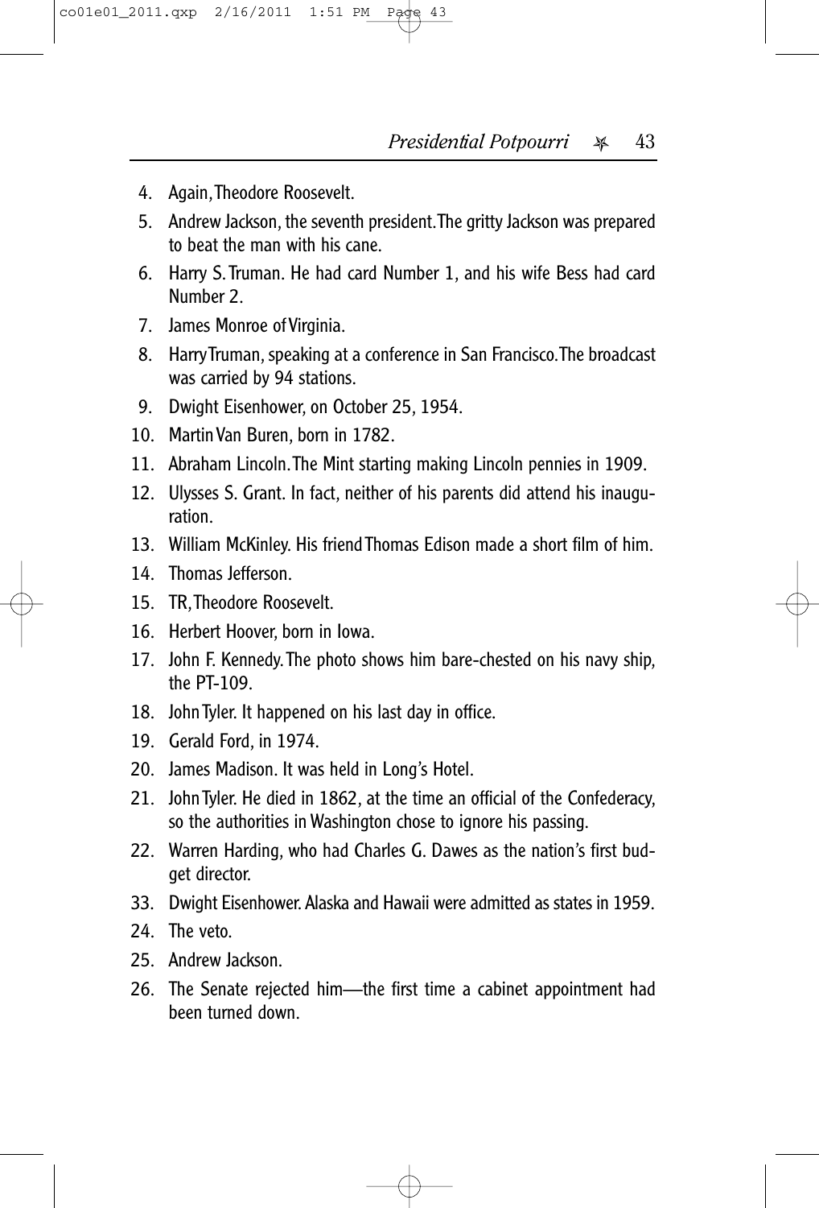4. Again, Theodore Roosevelt.
5. Andrew Jackson, the seventh president. The gritty Jackson was prepared to beat the man with his cane.
6. Harry S. Truman. He had card Number 1, and his wife Bess had card Number 2.
7. James Monroe of Virginia.
8. Harry Truman, speaking at a conference in San Francisco. The broadcast was carried by 94 stations.
9. Dwight Eisenhower, on October 25, 1954.
10. Martin Van Buren, born in 1782.
11. Abraham Lincoln. The Mint starting making Lincoln pennies in 1909.
12. Ulysses S. Grant. In fact, neither of his parents did attend his inauguration.
13. William McKinley. His friend Thomas Edison made a short film of him.
14. Thomas Jefferson.
15. TR, Theodore Roosevelt.
16. Herbert Hoover, born in Iowa.
17. John F. Kennedy. The photo shows him bare-chested on his navy ship, the PT-109.
18. John Tyler. It happened on his last day in office.
19. Gerald Ford, in 1974.
20. James Madison. It was held in Long's Hotel.
21. John Tyler. He died in 1862, at the time an official of the Confederacy, so the authorities in Washington chose to ignore his passing.
22. Warren Harding, who had Charles G. Dawes as the nation's first budget director.

33. Dwight Eisenhower. Alaska and Hawaii were admitted as states in 1959.

24. The veto.
25. Andrew Jackson.
26. The Senate rejected him—the first time a cabinet appointment had been turned down.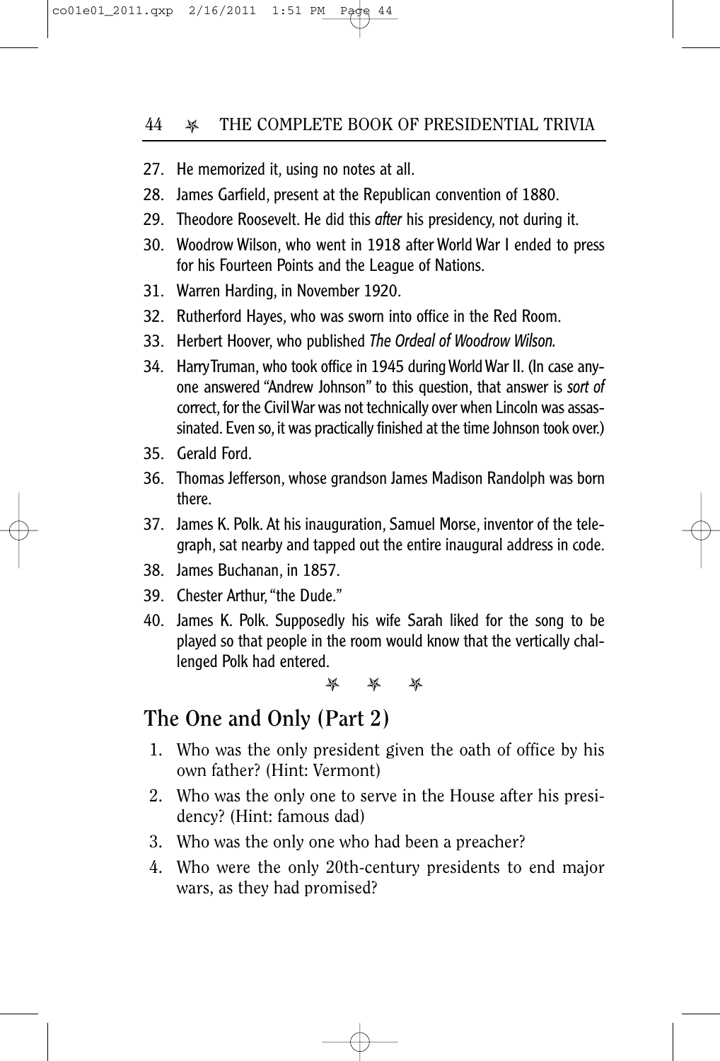27. He memorized it, using no notes at all.
28. James Garfield, present at the Republican convention of 1880.
29. Theodore Roosevelt. He did this *after* his presidency, not during it.
30. Woodrow Wilson, who went in 1918 after World War I ended to press for his Fourteen Points and the League of Nations.
31. Warren Harding, in November 1920.
32. Rutherford Hayes, who was sworn into office in the Red Room.
33. Herbert Hoover, who published *The Ordeal of Woodrow Wilson.*
34. Harry Truman, who took office in 1945 during World War II. (In case anyone answered "Andrew Johnson" to this question, that answer is *sort of* correct, for the Civil War was not technically over when Lincoln was assassinated. Even so, it was practically finished at the time Johnson took over.)
35. Gerald Ford.
36. Thomas Jefferson, whose grandson James Madison Randolph was born there.
37. James K. Polk. At his inauguration, Samuel Morse, inventor of the telegraph, sat nearby and tapped out the entire inaugural address in code.
38. James Buchanan, in 1857.
39. Chester Arthur, "the Dude."
40. James K. Polk. Supposedly his wife Sarah liked for the song to be played so that people in the room would know that the vertically challenged Polk had entered.

✯ ✯ ✯

## The One and Only (Part 2)

1. Who was the only president given the oath of office by his own father? (Hint: Vermont)
2. Who was the only one to serve in the House after his presidency? (Hint: famous dad)
3. Who was the only one who had been a preacher?
4. Who were the only 20th-century presidents to end major wars, as they had promised?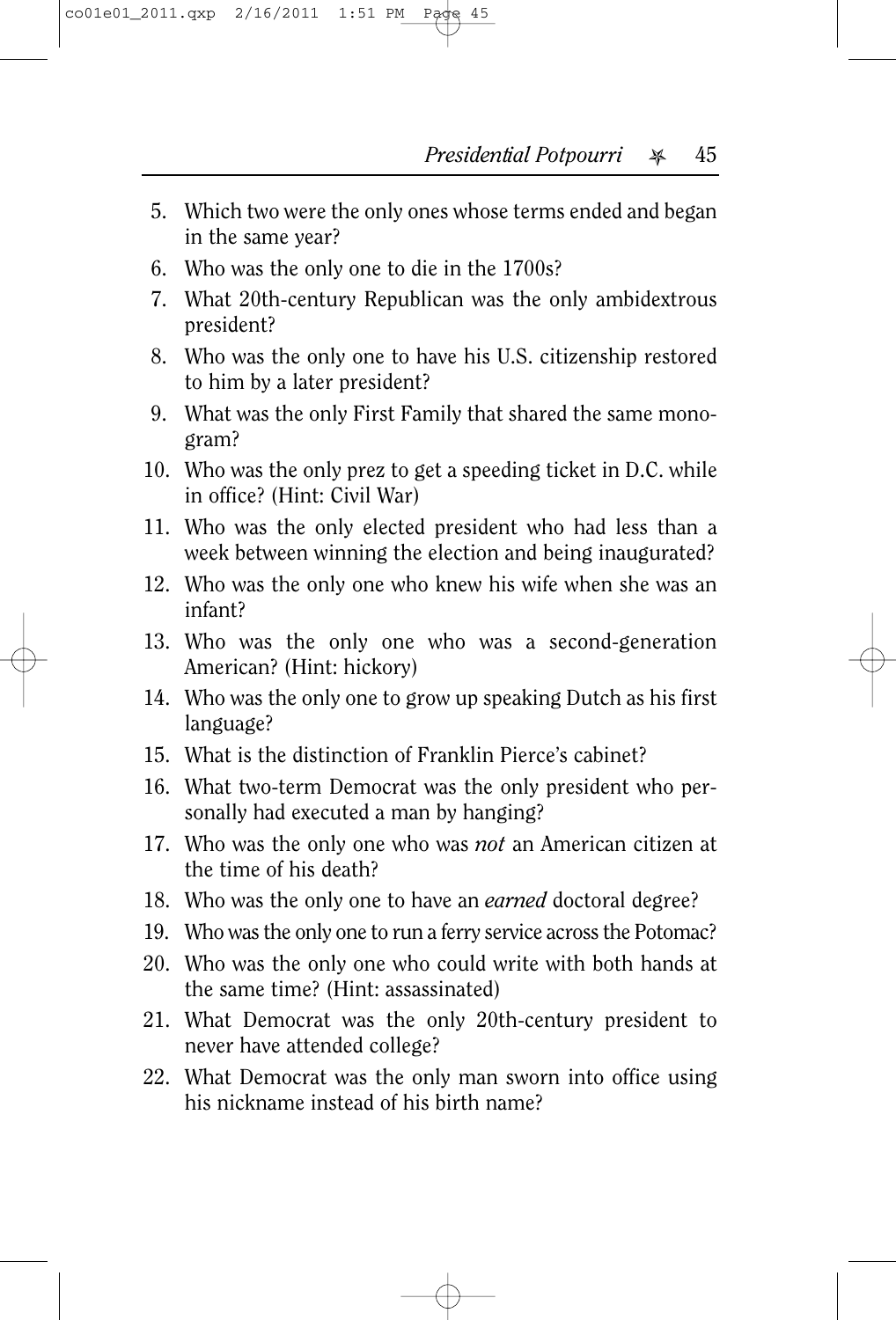5. Which two were the only ones whose terms ended and began in the same year?
6. Who was the only one to die in the 1700s?
7. What 20th-century Republican was the only ambidextrous president?
8. Who was the only one to have his U.S. citizenship restored to him by a later president?
9. What was the only First Family that shared the same monogram?
10. Who was the only prez to get a speeding ticket in D.C. while in office? (Hint: Civil War)
11. Who was the only elected president who had less than a week between winning the election and being inaugurated?
12. Who was the only one who knew his wife when she was an infant?
13. Who was the only one who was a second-generation American? (Hint: hickory)
14. Who was the only one to grow up speaking Dutch as his first language?
15. What is the distinction of Franklin Pierce's cabinet?
16. What two-term Democrat was the only president who personally had executed a man by hanging?
17. Who was the only one who was *not* an American citizen at the time of his death?
18. Who was the only one to have an *earned* doctoral degree?
19. Who was the only one to run a ferry service across the Potomac?
20. Who was the only one who could write with both hands at the same time? (Hint: assassinated)
21. What Democrat was the only 20th-century president to never have attended college?
22. What Democrat was the only man sworn into office using his nickname instead of his birth name?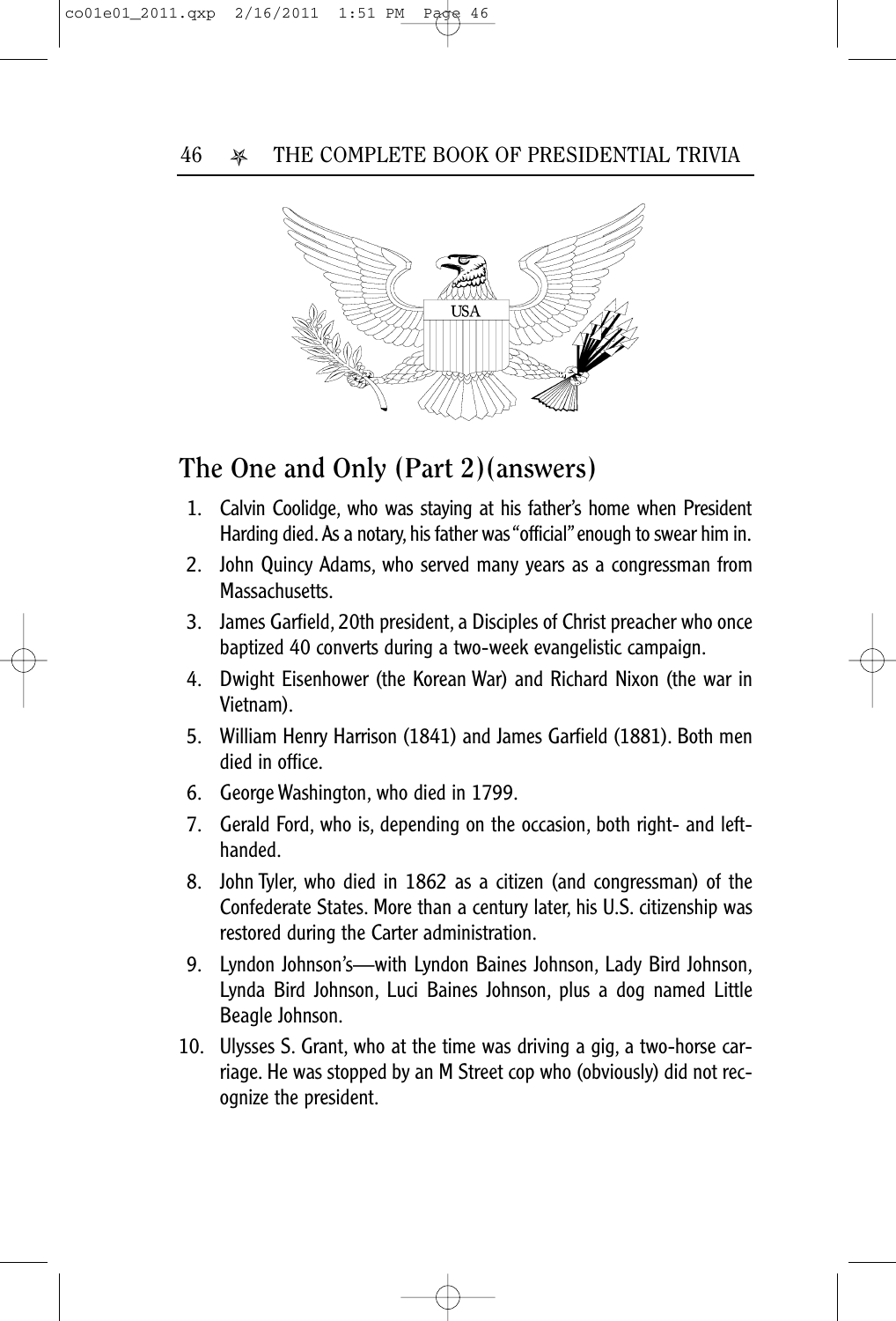## The One and Only (Part 2)(answers)

1. Calvin Coolidge, who was staying at his father's home when President Harding died. As a notary, his father was "official" enough to swear him in.
2. John Quincy Adams, who served many years as a congressman from Massachusetts.
3. James Garfield, 20th president, a Disciples of Christ preacher who once baptized 40 converts during a two-week evangelistic campaign.
4. Dwight Eisenhower (the Korean War) and Richard Nixon (the war in Vietnam).
5. William Henry Harrison (1841) and James Garfield (1881). Both men died in office.
6. George Washington, who died in 1799.
7. Gerald Ford, who is, depending on the occasion, both right- and left-handed.
8. John Tyler, who died in 1862 as a citizen (and congressman) of the Confederate States. More than a century later, his U.S. citizenship was restored during the Carter administration.
9. Lyndon Johnson's—with Lyndon Baines Johnson, Lady Bird Johnson, Lynda Bird Johnson, Luci Baines Johnson, plus a dog named Little Beagle Johnson.
10. Ulysses S. Grant, who at the time was driving a gig, a two-horse carriage. He was stopped by an M Street cop who (obviously) did not recognize the president.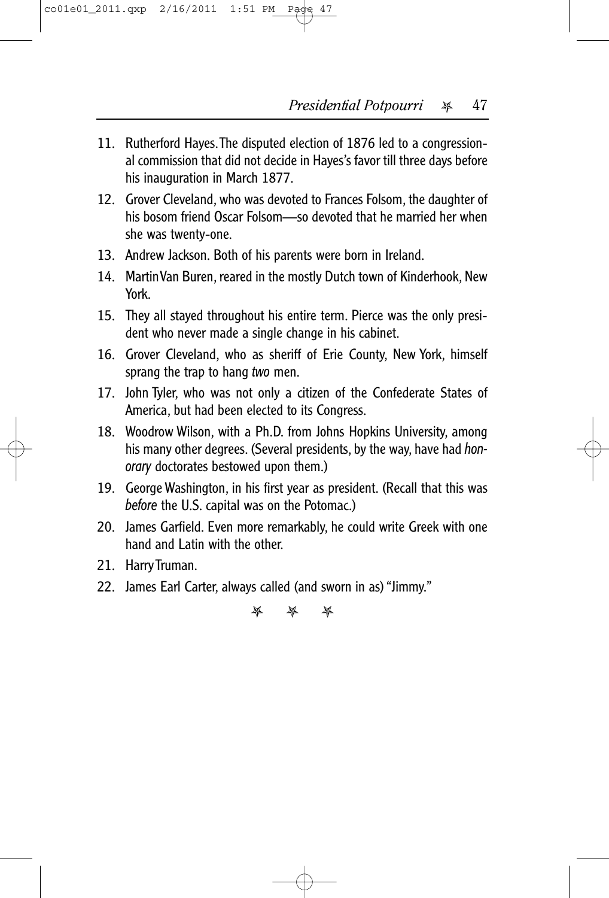11. Rutherford Hayes. The disputed election of 1876 led to a congressional commission that did not decide in Hayes's favor till three days before his inauguration in March 1877.
12. Grover Cleveland, who was devoted to Frances Folsom, the daughter of his bosom friend Oscar Folsom—so devoted that he married her when she was twenty-one.
13. Andrew Jackson. Both of his parents were born in Ireland.
14. Martin Van Buren, reared in the mostly Dutch town of Kinderhook, New York.
15. They all stayed throughout his entire term. Pierce was the only president who never made a single change in his cabinet.
16. Grover Cleveland, who as sheriff of Erie County, New York, himself sprang the trap to hang *two* men.
17. John Tyler, who was not only a citizen of the Confederate States of America, but had been elected to its Congress.
18. Woodrow Wilson, with a Ph.D. from Johns Hopkins University, among his many other degrees. (Several presidents, by the way, have had *honorary* doctorates bestowed upon them.)
19. George Washington, in his first year as president. (Recall that this was *before* the U.S. capital was on the Potomac.)
20. James Garfield. Even more remarkably, he could write Greek with one hand and Latin with the other.
21. Harry Truman.
22. James Earl Carter, always called (and sworn in as) "Jimmy."

✯ ✯ ✯